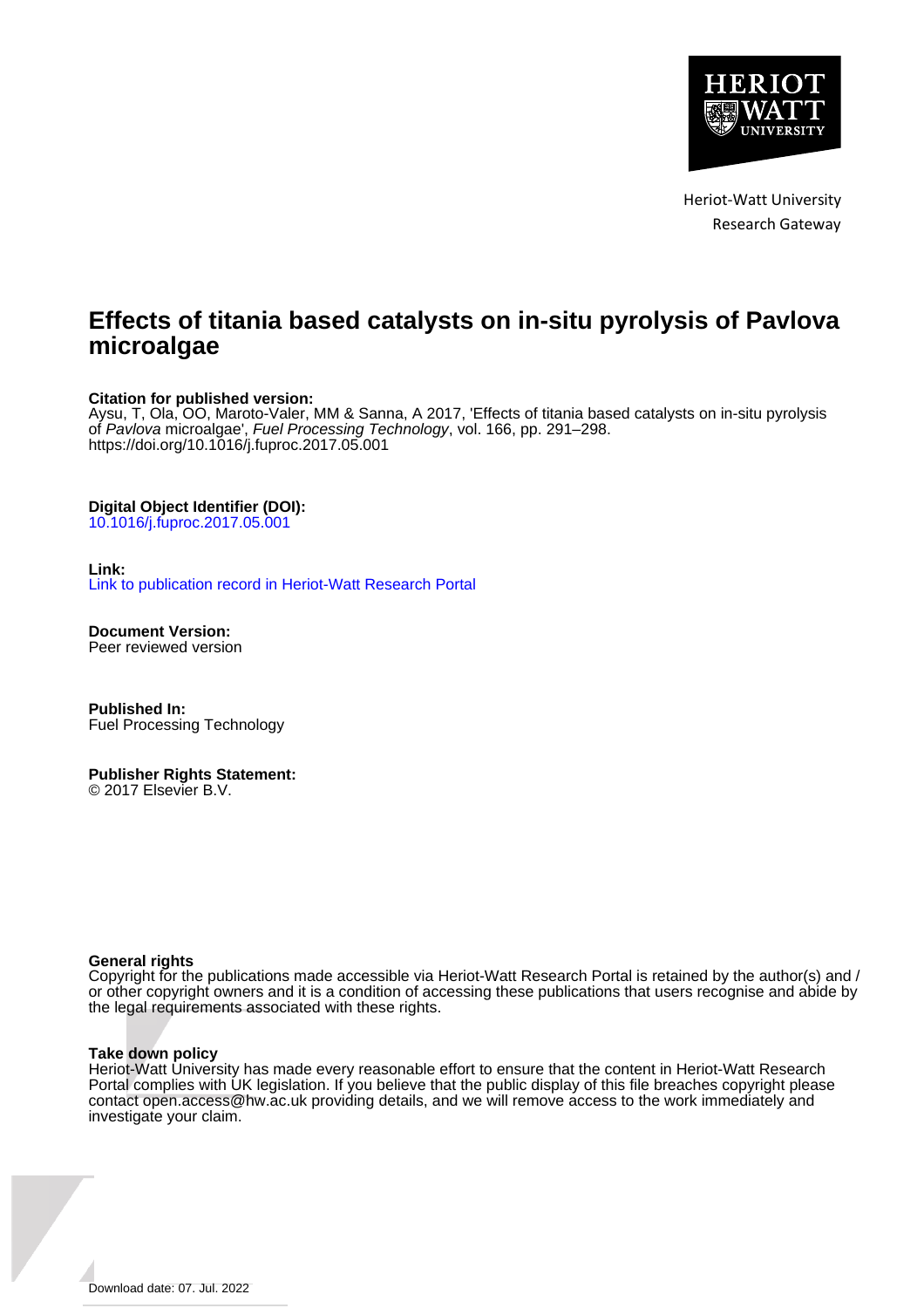Heriot-Watt University
Research Gateway

# Effects of titania based catalysts on in-situ pyrolysis of Pavlova microalgae

**Citation for published version:**
Aysu, T, Ola, OO, Maroto-Valer, MM & Sanna, A 2017, 'Effects of titania based catalysts on in-situ pyrolysis of *Pavlova* microalgae', *Fuel Processing Technology*, vol. 166, pp. 291–298.
https://doi.org/10.1016/j.fuproc.2017.05.001

**Digital Object Identifier (DOI):**
10.1016/j.fuproc.2017.05.001

**Link:**
Link to publication record in Heriot-Watt Research Portal

**Document Version:**
Peer reviewed version

**Published In:**
Fuel Processing Technology

**Publisher Rights Statement:**
© 2017 Elsevier B.V.

**General rights**
Copyright for the publications made accessible via Heriot-Watt Research Portal is retained by the author(s) and / or other copyright owners and it is a condition of accessing these publications that users recognise and abide by the legal requirements associated with these rights.

**Take down policy**
Heriot-Watt University has made every reasonable effort to ensure that the content in Heriot-Watt Research Portal complies with UK legislation. If you believe that the public display of this file breaches copyright please contact open.access@hw.ac.uk providing details, and we will remove access to the work immediately and investigate your claim.

Download date: 07. Jul. 2022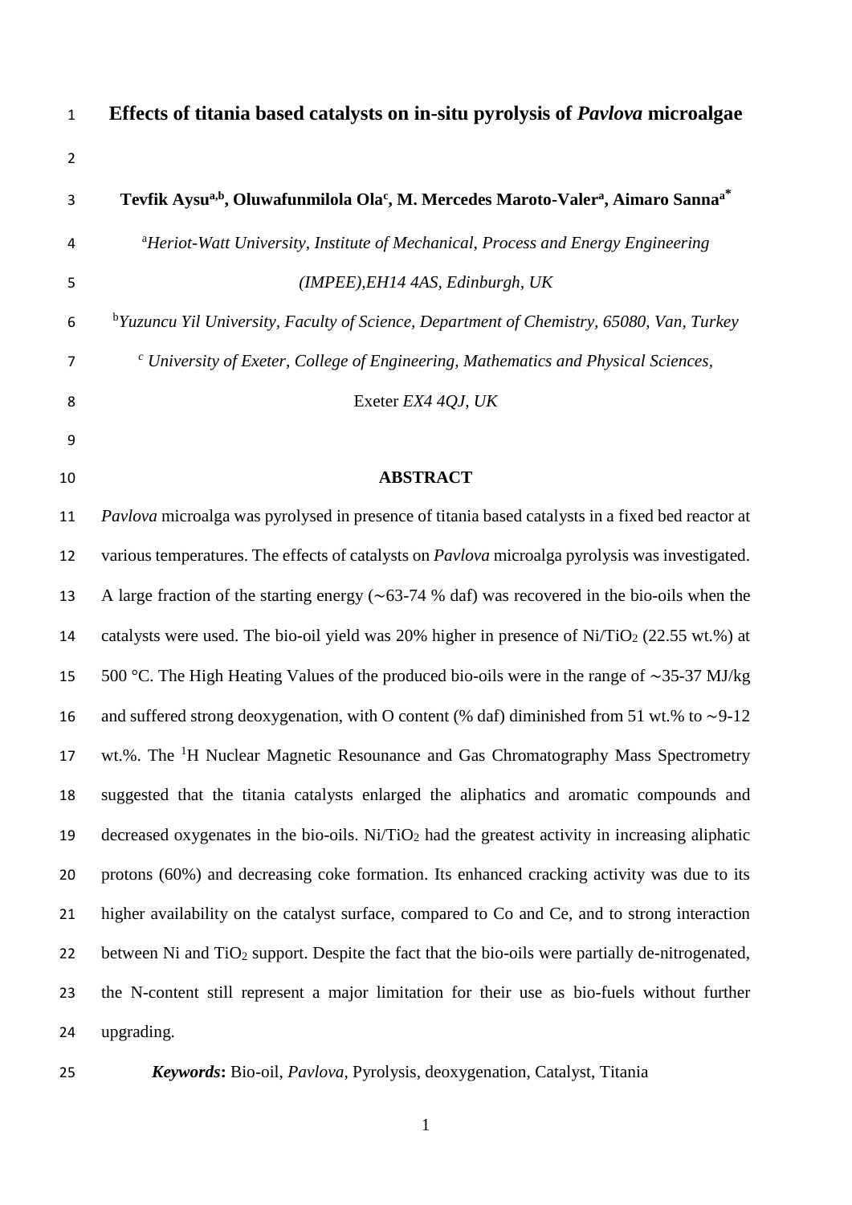# Effects of titania based catalysts on in-situ pyrolysis of *Pavlova* microalgae

**Tevfik Aysu[a,b], Oluwafunmilola Ola[c], M. Mercedes Maroto-Valer[a], Aimaro Sanna[a*]**

[a]*Heriot-Watt University, Institute of Mechanical, Process and Energy Engineering (IMPEE),EH14 4AS, Edinburgh, UK*

[b]*Yuzuncu Yil University, Faculty of Science, Department of Chemistry, 65080, Van, Turkey*

[c] *University of Exeter, College of Engineering, Mathematics and Physical Sciences,* Exeter *EX4 4QJ, UK*

## ABSTRACT

*Pavlova* microalga was pyrolysed in presence of titania based catalysts in a fixed bed reactor at various temperatures. The effects of catalysts on *Pavlova* microalga pyrolysis was investigated. A large fraction of the starting energy (∼63-74 % daf) was recovered in the bio-oils when the catalysts were used. The bio-oil yield was 20% higher in presence of $Ni/TiO_2$ (22.55 wt.%) at 500 °C. The High Heating Values of the produced bio-oils were in the range of ∼35-37 MJ/kg and suffered strong deoxygenation, with O content (% daf) diminished from 51 wt.% to ∼9-12 wt.%. The $^1H$ Nuclear Magnetic Resounance and Gas Chromatography Mass Spectrometry suggested that the titania catalysts enlarged the aliphatics and aromatic compounds and decreased oxygenates in the bio-oils. $Ni/TiO_2$ had the greatest activity in increasing aliphatic protons (60%) and decreasing coke formation. Its enhanced cracking activity was due to its higher availability on the catalyst surface, compared to Co and Ce, and to strong interaction between Ni and $TiO_2$ support. Despite the fact that the bio-oils were partially de-nitrogenated, the N-content still represent a major limitation for their use as bio-fuels without further upgrading.

***Keywords*:** Bio-oil, *Pavlova*, Pyrolysis, deoxygenation, Catalyst, Titania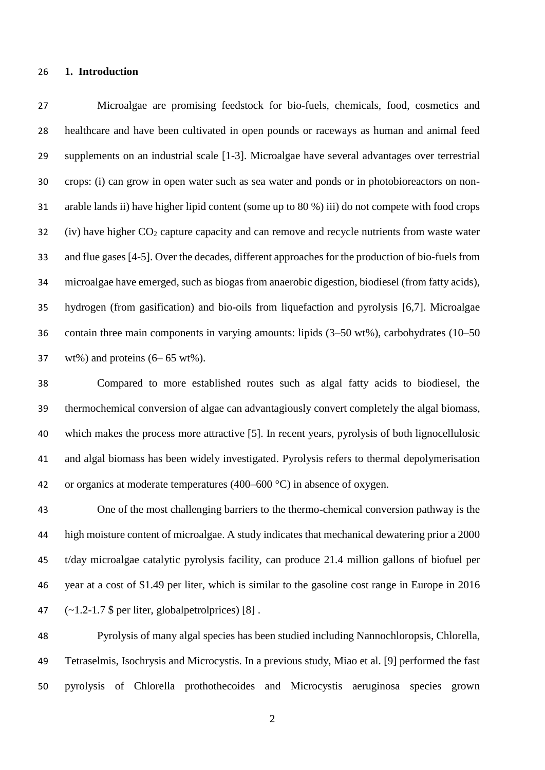## 1. Introduction

Microalgae are promising feedstock for bio-fuels, chemicals, food, cosmetics and healthcare and have been cultivated in open pounds or raceways as human and animal feed supplements on an industrial scale [1-3]. Microalgae have several advantages over terrestrial crops: (i) can grow in open water such as sea water and ponds or in photobioreactors on non-arable lands ii) have higher lipid content (some up to 80 %) iii) do not compete with food crops (iv) have higher $CO_2$ capture capacity and can remove and recycle nutrients from waste water and flue gases [4-5]. Over the decades, different approaches for the production of bio-fuels from microalgae have emerged, such as biogas from anaerobic digestion, biodiesel (from fatty acids), hydrogen (from gasification) and bio-oils from liquefaction and pyrolysis [6,7]. Microalgae contain three main components in varying amounts: lipids (3–50 wt%), carbohydrates (10–50 wt%) and proteins (6– 65 wt%).

Compared to more established routes such as algal fatty acids to biodiesel, the thermochemical conversion of algae can advantagiously convert completely the algal biomass, which makes the process more attractive [5]. In recent years, pyrolysis of both lignocellulosic and algal biomass has been widely investigated. Pyrolysis refers to thermal depolymerisation or organics at moderate temperatures (400–600 °C) in absence of oxygen.

One of the most challenging barriers to the thermo-chemical conversion pathway is the high moisture content of microalgae. A study indicates that mechanical dewatering prior a 2000 t/day microalgae catalytic pyrolysis facility, can produce 21.4 million gallons of biofuel per year at a cost of $1.49 per liter, which is similar to the gasoline cost range in Europe in 2016 (~1.2-1.7 $ per liter, globalpetrolprices) [8] .

Pyrolysis of many algal species has been studied including Nannochloropsis, Chlorella, Tetraselmis, Isochrysis and Microcystis. In a previous study, Miao et al. [9] performed the fast pyrolysis of Chlorella prothothecoides and Microcystis aeruginosa species grown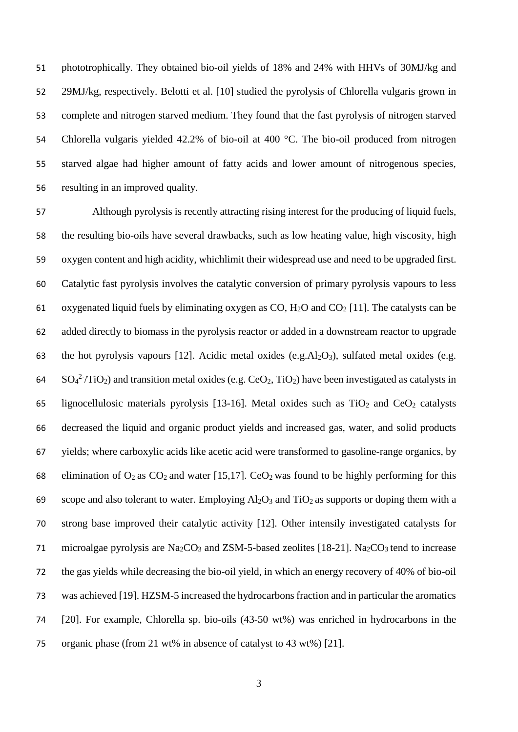phototrophically. They obtained bio-oil yields of 18% and 24% with HHVs of 30MJ/kg and 29MJ/kg, respectively. Belotti et al. [10] studied the pyrolysis of Chlorella vulgaris grown in complete and nitrogen starved medium. They found that the fast pyrolysis of nitrogen starved Chlorella vulgaris yielded 42.2% of bio-oil at 400 °C. The bio-oil produced from nitrogen starved algae had higher amount of fatty acids and lower amount of nitrogenous species, resulting in an improved quality.

Although pyrolysis is recently attracting rising interest for the producing of liquid fuels, the resulting bio-oils have several drawbacks, such as low heating value, high viscosity, high oxygen content and high acidity, whichlimit their widespread use and need to be upgraded first. Catalytic fast pyrolysis involves the catalytic conversion of primary pyrolysis vapours to less oxygenated liquid fuels by eliminating oxygen as CO, $H_2O$ and $CO_2$ [11]. The catalysts can be added directly to biomass in the pyrolysis reactor or added in a downstream reactor to upgrade the hot pyrolysis vapours [12]. Acidic metal oxides (e.g.$Al_2O_3$), sulfated metal oxides (e.g. $SO_4^{2-}/TiO_2$) and transition metal oxides (e.g. $CeO_2$, $TiO_2$) have been investigated as catalysts in lignocellulosic materials pyrolysis [13-16]. Metal oxides such as $TiO_2$ and $CeO_2$ catalysts decreased the liquid and organic product yields and increased gas, water, and solid products yields; where carboxylic acids like acetic acid were transformed to gasoline-range organics, by elimination of $O_2$ as $CO_2$ and water [15,17]. $CeO_2$ was found to be highly performing for this scope and also tolerant to water. Employing $Al_2O_3$ and $TiO_2$ as supports or doping them with a strong base improved their catalytic activity [12]. Other intensily investigated catalysts for microalgae pyrolysis are $Na_2CO_3$ and ZSM-5-based zeolites [18-21]. $Na_2CO_3$ tend to increase the gas yields while decreasing the bio-oil yield, in which an energy recovery of 40% of bio-oil was achieved [19]. HZSM-5 increased the hydrocarbons fraction and in particular the aromatics [20]. For example, Chlorella sp. bio-oils (43-50 wt%) was enriched in hydrocarbons in the organic phase (from 21 wt% in absence of catalyst to 43 wt%) [21].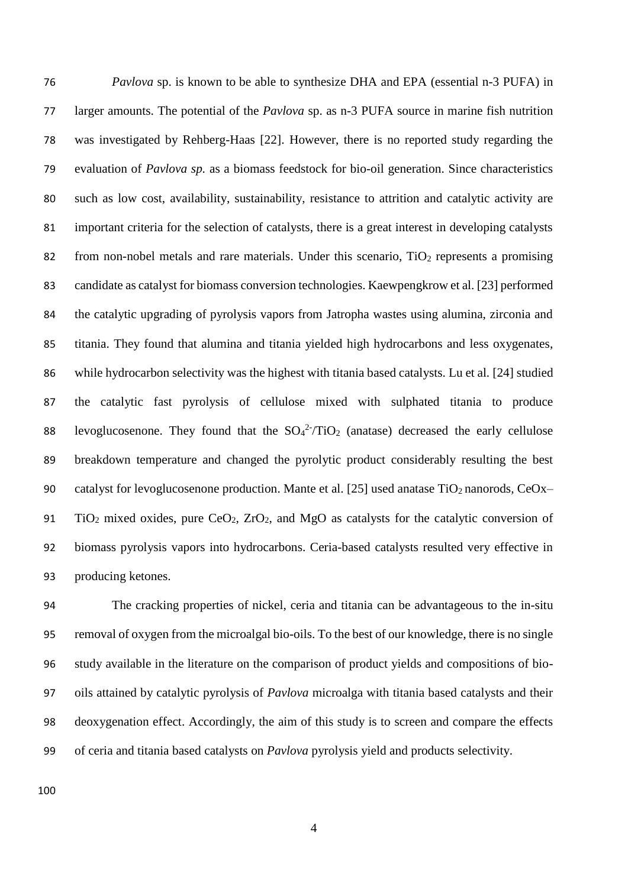*Pavlova* sp. is known to be able to synthesize DHA and EPA (essential n-3 PUFA) in larger amounts. The potential of the *Pavlova* sp. as n-3 PUFA source in marine fish nutrition was investigated by Rehberg-Haas [22]. However, there is no reported study regarding the evaluation of *Pavlova sp.* as a biomass feedstock for bio-oil generation. Since characteristics such as low cost, availability, sustainability, resistance to attrition and catalytic activity are important criteria for the selection of catalysts, there is a great interest in developing catalysts from non-nobel metals and rare materials. Under this scenario, $TiO_2$ represents a promising candidate as catalyst for biomass conversion technologies. Kaewpengkrow et al. [23] performed the catalytic upgrading of pyrolysis vapors from Jatropha wastes using alumina, zirconia and titania. They found that alumina and titania yielded high hydrocarbons and less oxygenates, while hydrocarbon selectivity was the highest with titania based catalysts. Lu et al. [24] studied the catalytic fast pyrolysis of cellulose mixed with sulphated titania to produce levoglucosenone. They found that the $SO_4^{2-}/TiO_2$ (anatase) decreased the early cellulose breakdown temperature and changed the pyrolytic product considerably resulting the best catalyst for levoglucosenone production. Mante et al. [25] used anatase $TiO_2$ nanorods, $CeO_x$–$TiO_2$ mixed oxides, pure $CeO_2$, $ZrO_2$, and MgO as catalysts for the catalytic conversion of biomass pyrolysis vapors into hydrocarbons. Ceria-based catalysts resulted very effective in producing ketones.

The cracking properties of nickel, ceria and titania can be advantageous to the in-situ removal of oxygen from the microalgal bio-oils. To the best of our knowledge, there is no single study available in the literature on the comparison of product yields and compositions of bio-oils attained by catalytic pyrolysis of *Pavlova* microalga with titania based catalysts and their deoxygenation effect. Accordingly, the aim of this study is to screen and compare the effects of ceria and titania based catalysts on *Pavlova* pyrolysis yield and products selectivity.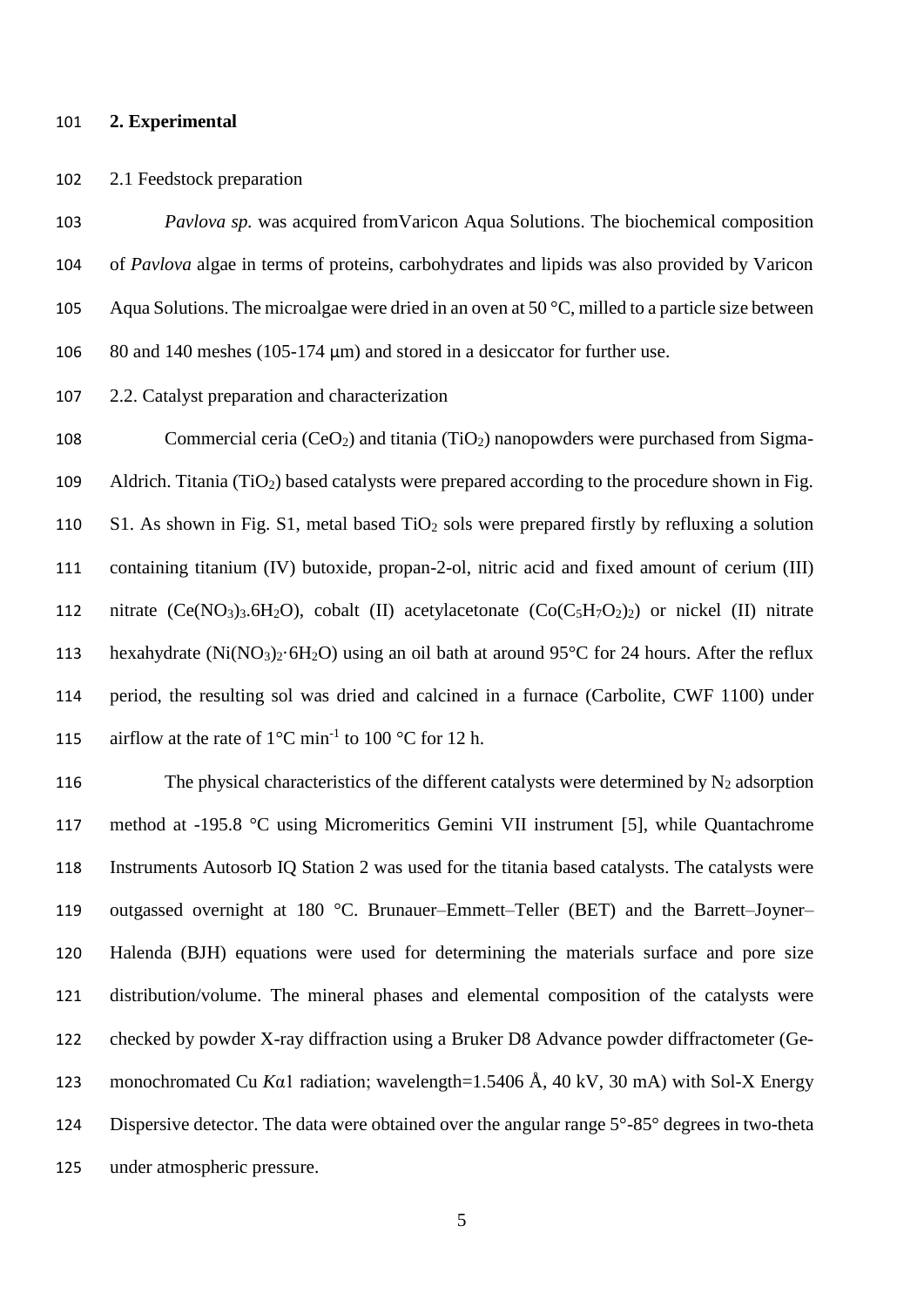## 2. Experimental

2.1 Feedstock preparation

*Pavlova sp.* was acquired fromVaricon Aqua Solutions. The biochemical composition of *Pavlova* algae in terms of proteins, carbohydrates and lipids was also provided by Varicon Aqua Solutions. The microalgae were dried in an oven at 50 °C, milled to a particle size between 80 and 140 meshes (105-174 μm) and stored in a desiccator for further use.

2.2. Catalyst preparation and characterization

Commercial ceria ($CeO_2$) and titania ($TiO_2$) nanopowders were purchased from Sigma-Aldrich. Titania ($TiO_2$) based catalysts were prepared according to the procedure shown in Fig. S1. As shown in Fig. S1, metal based $TiO_2$ sols were prepared firstly by refluxing a solution containing titanium (IV) butoxide, propan-2-ol, nitric acid and fixed amount of cerium (III) nitrate ($Ce(NO_3)_3.6H_2O$), cobalt (II) acetylacetonate ($Co(C_5H_7O_2)_2$) or nickel (II) nitrate hexahydrate ($Ni(NO_3)_2 \cdot 6H_2O$) using an oil bath at around 95°C for 24 hours. After the reflux period, the resulting sol was dried and calcined in a furnace (Carbolite, CWF 1100) under airflow at the rate of 1°C $min^{-1}$ to 100 °C for 12 h.

The physical characteristics of the different catalysts were determined by $N_2$ adsorption method at -195.8 °C using Micromeritics Gemini VII instrument [5], while Quantachrome Instruments Autosorb IQ Station 2 was used for the titania based catalysts. The catalysts were outgassed overnight at 180 °C. Brunauer–Emmett–Teller (BET) and the Barrett–Joyner–Halenda (BJH) equations were used for determining the materials surface and pore size distribution/volume. The mineral phases and elemental composition of the catalysts were checked by powder X-ray diffraction using a Bruker D8 Advance powder diffractometer (Ge-monochromated Cu *K*α1 radiation; wavelength=1.5406 Å, 40 kV, 30 mA) with Sol-X Energy Dispersive detector. The data were obtained over the angular range 5°-85° degrees in two-theta under atmospheric pressure.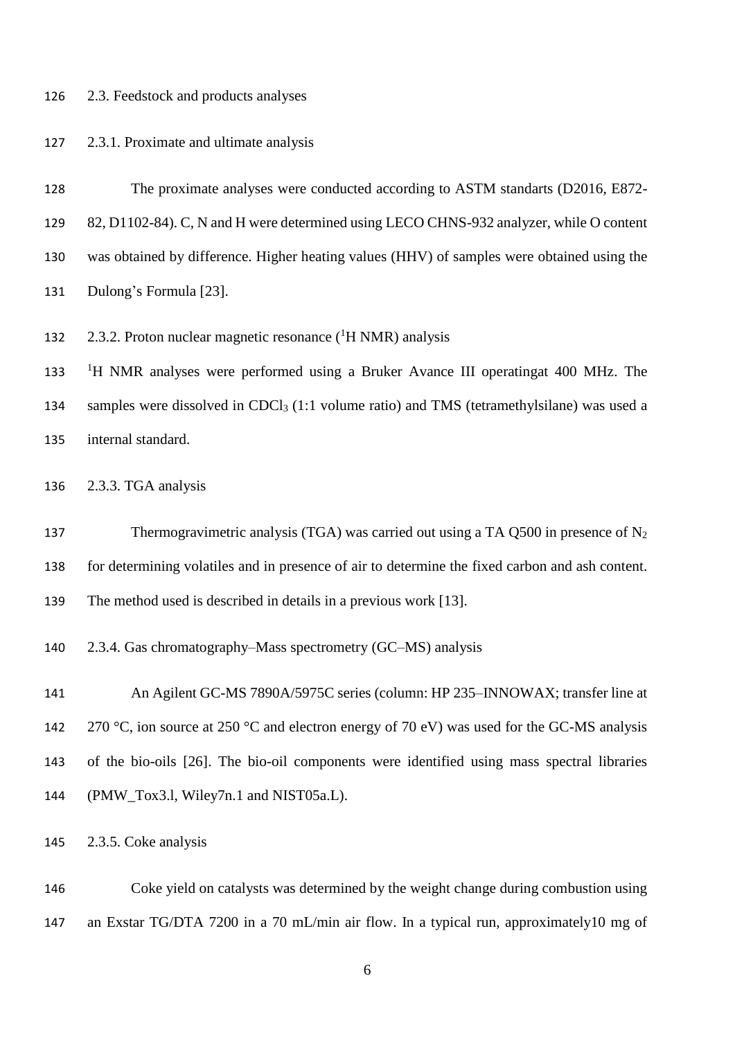### 2.3. Feedstock and products analyses

#### 2.3.1. Proximate and ultimate analysis

The proximate analyses were conducted according to ASTM standarts (D2016, E872-82, D1102-84). C, N and H were determined using LECO CHNS-932 analyzer, while O content was obtained by difference. Higher heating values (HHV) of samples were obtained using the Dulong's Formula [23].

#### 2.3.2. Proton nuclear magnetic resonance ($^1$H NMR) analysis

$^1$H NMR analyses were performed using a Bruker Avance III operatingat 400 MHz. The samples were dissolved in $CDCl_3$ (1:1 volume ratio) and TMS (tetramethylsilane) was used a internal standard.

#### 2.3.3. TGA analysis

Thermogravimetric analysis (TGA) was carried out using a TA Q500 in presence of $N_2$ for determining volatiles and in presence of air to determine the fixed carbon and ash content. The method used is described in details in a previous work [13].

#### 2.3.4. Gas chromatography–Mass spectrometry (GC–MS) analysis

An Agilent GC-MS 7890A/5975C series (column: HP 235–INNOWAX; transfer line at 270 °C, ion source at 250 °C and electron energy of 70 eV) was used for the GC-MS analysis of the bio-oils [26]. The bio-oil components were identified using mass spectral libraries (PMW_Tox3.l, Wiley7n.1 and NIST05a.L).

#### 2.3.5. Coke analysis

Coke yield on catalysts was determined by the weight change during combustion using an Exstar TG/DTA 7200 in a 70 mL/min air flow. In a typical run, approximately10 mg of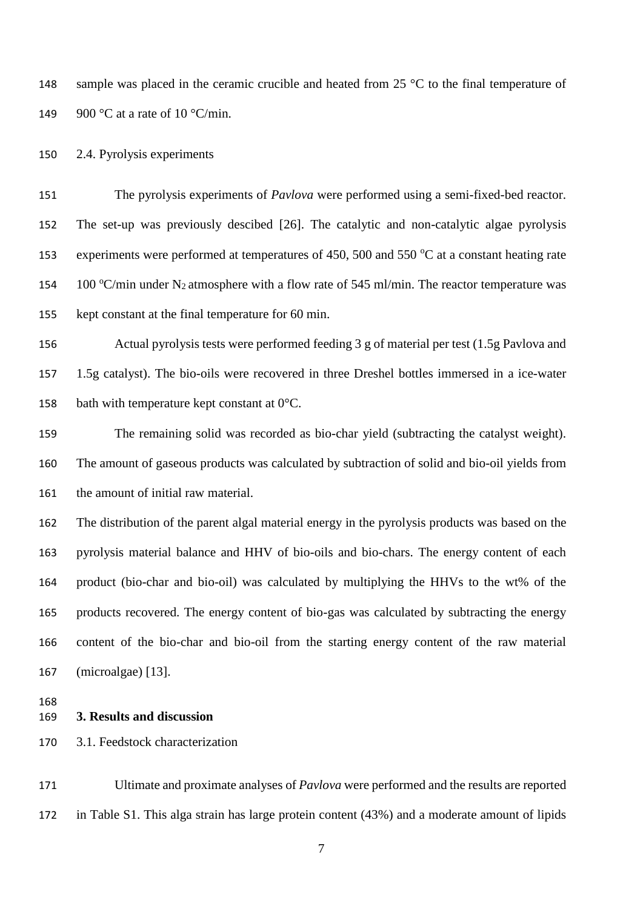sample was placed in the ceramic crucible and heated from 25 °C to the final temperature of 900 °C at a rate of 10 °C/min.

2.4. Pyrolysis experiments

The pyrolysis experiments of *Pavlova* were performed using a semi-fixed-bed reactor. The set-up was previously descibed [26]. The catalytic and non-catalytic algae pyrolysis experiments were performed at temperatures of 450, 500 and 550 °C at a constant heating rate 100 °C/min under $N_2$ atmosphere with a flow rate of 545 ml/min. The reactor temperature was kept constant at the final temperature for 60 min.

Actual pyrolysis tests were performed feeding 3 g of material per test (1.5g Pavlova and 1.5g catalyst). The bio-oils were recovered in three Dreshel bottles immersed in a ice-water bath with temperature kept constant at 0°C.

The remaining solid was recorded as bio-char yield (subtracting the catalyst weight). The amount of gaseous products was calculated by subtraction of solid and bio-oil yields from the amount of initial raw material.

The distribution of the parent algal material energy in the pyrolysis products was based on the pyrolysis material balance and HHV of bio-oils and bio-chars. The energy content of each product (bio-char and bio-oil) was calculated by multiplying the HHVs to the wt% of the products recovered. The energy content of bio-gas was calculated by subtracting the energy content of the bio-char and bio-oil from the starting energy content of the raw material (microalgae) [13].

## 3. Results and discussion

3.1. Feedstock characterization

Ultimate and proximate analyses of *Pavlova* were performed and the results are reported in Table S1. This alga strain has large protein content (43%) and a moderate amount of lipids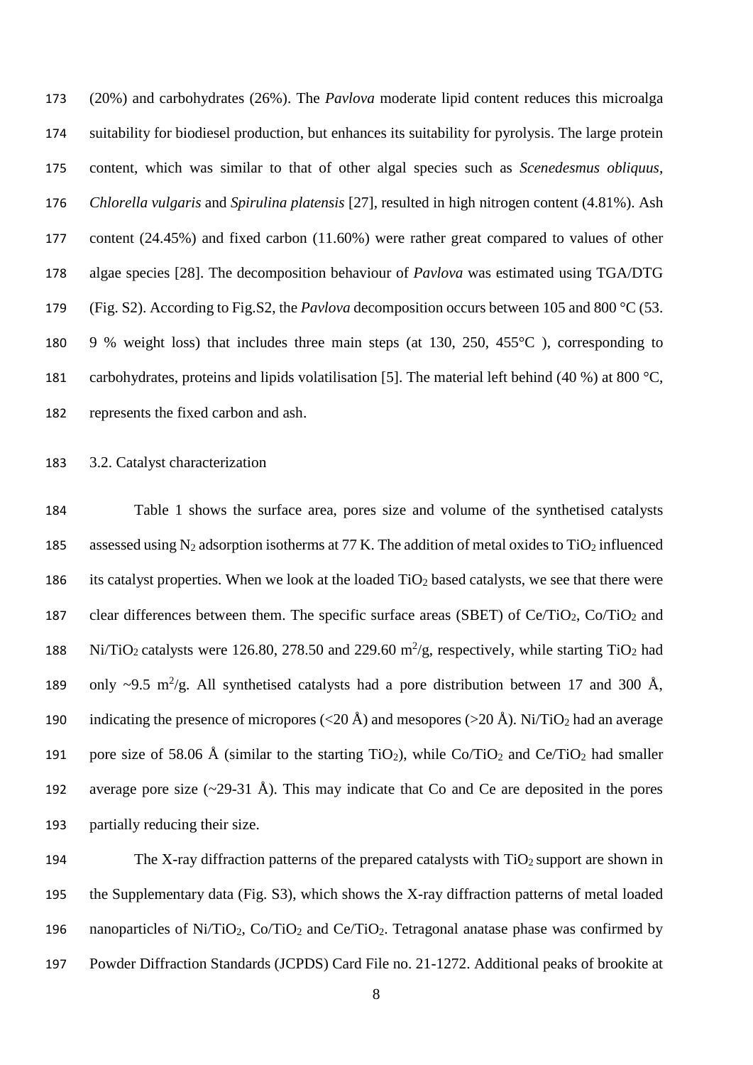(20%) and carbohydrates (26%). The *Pavlova* moderate lipid content reduces this microalga suitability for biodiesel production, but enhances its suitability for pyrolysis. The large protein content, which was similar to that of other algal species such as *Scenedesmus obliquus*, *Chlorella vulgaris* and *Spirulina platensis* [27], resulted in high nitrogen content (4.81%). Ash content (24.45%) and fixed carbon (11.60%) were rather great compared to values of other algae species [28]. The decomposition behaviour of *Pavlova* was estimated using TGA/DTG (Fig. S2). According to Fig.S2, the *Pavlova* decomposition occurs between 105 and 800 °C (53. 9 % weight loss) that includes three main steps (at 130, 250, 455°C ), corresponding to carbohydrates, proteins and lipids volatilisation [5]. The material left behind (40 %) at 800 °C, represents the fixed carbon and ash.

3.2. Catalyst characterization

Table 1 shows the surface area, pores size and volume of the synthetised catalysts assessed using $N_2$ adsorption isotherms at 77 K. The addition of metal oxides to $TiO_2$ influenced its catalyst properties. When we look at the loaded $TiO_2$ based catalysts, we see that there were clear differences between them. The specific surface areas (SBET) of Ce/$TiO_2$, Co/$TiO_2$ and Ni/$TiO_2$ catalysts were 126.80, 278.50 and 229.60 $m^2/g$, respectively, while starting $TiO_2$ had only ~9.5 $m^2/g$. All synthetised catalysts had a pore distribution between 17 and 300 Å, indicating the presence of micropores (<20 Å) and mesopores (>20 Å). Ni/$TiO_2$ had an average pore size of 58.06 Å (similar to the starting $TiO_2$), while Co/$TiO_2$ and Ce/$TiO_2$ had smaller average pore size (~29-31 Å). This may indicate that Co and Ce are deposited in the pores partially reducing their size.

The X-ray diffraction patterns of the prepared catalysts with $TiO_2$ support are shown in the Supplementary data (Fig. S3), which shows the X-ray diffraction patterns of metal loaded nanoparticles of Ni/$TiO_2$, Co/$TiO_2$ and Ce/$TiO_2$. Tetragonal anatase phase was confirmed by Powder Diffraction Standards (JCPDS) Card File no. 21-1272. Additional peaks of brookite at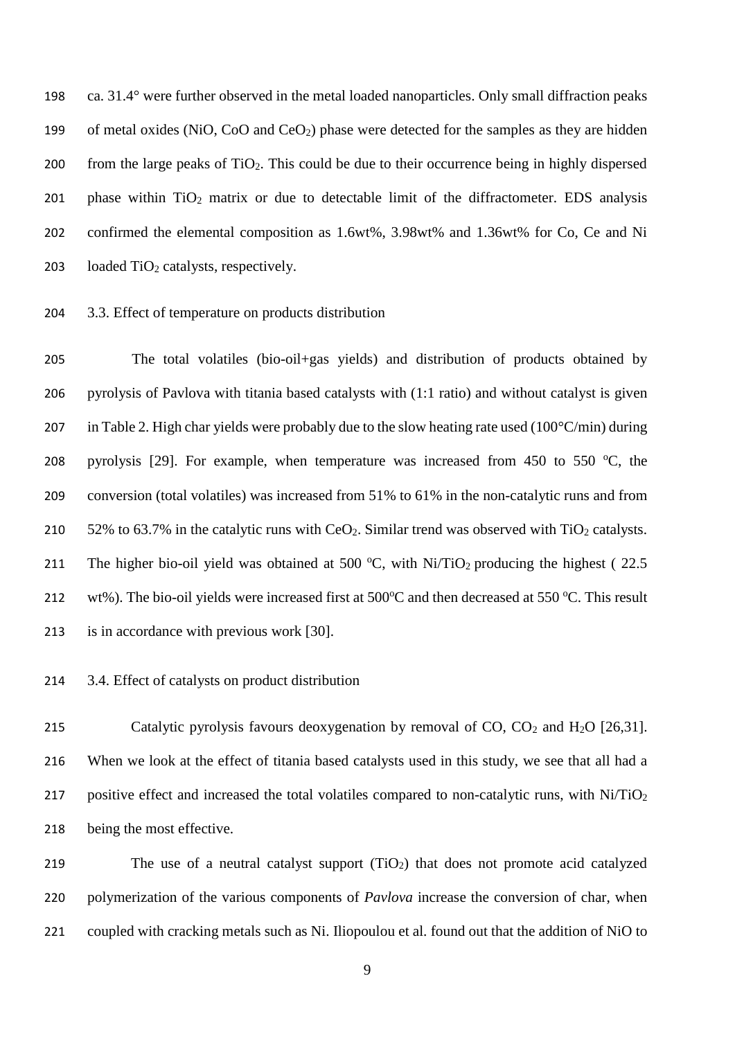ca. 31.4° were further observed in the metal loaded nanoparticles. Only small diffraction peaks of metal oxides (NiO, CoO and $CeO_2$) phase were detected for the samples as they are hidden from the large peaks of $TiO_2$. This could be due to their occurrence being in highly dispersed phase within $TiO_2$ matrix or due to detectable limit of the diffractometer. EDS analysis confirmed the elemental composition as 1.6wt%, 3.98wt% and 1.36wt% for Co, Ce and Ni loaded $TiO_2$ catalysts, respectively.

### 3.3. Effect of temperature on products distribution

The total volatiles (bio-oil+gas yields) and distribution of products obtained by pyrolysis of Pavlova with titania based catalysts with (1:1 ratio) and without catalyst is given in Table 2. High char yields were probably due to the slow heating rate used (100°C/min) during pyrolysis [29]. For example, when temperature was increased from 450 to 550 °C, the conversion (total volatiles) was increased from 51% to 61% in the non-catalytic runs and from 52% to 63.7% in the catalytic runs with $CeO_2$. Similar trend was observed with $TiO_2$ catalysts. The higher bio-oil yield was obtained at 500 °C, with Ni/$TiO_2$ producing the highest ( 22.5 wt%). The bio-oil yields were increased first at 500°C and then decreased at 550 °C. This result is in accordance with previous work [30].

### 3.4. Effect of catalysts on product distribution

Catalytic pyrolysis favours deoxygenation by removal of CO, $CO_2$ and $H_2O$ [26,31]. When we look at the effect of titania based catalysts used in this study, we see that all had a positive effect and increased the total volatiles compared to non-catalytic runs, with Ni/$TiO_2$ being the most effective.

The use of a neutral catalyst support ($TiO_2$) that does not promote acid catalyzed polymerization of the various components of *Pavlova* increase the conversion of char, when coupled with cracking metals such as Ni. Iliopoulou et al. found out that the addition of NiO to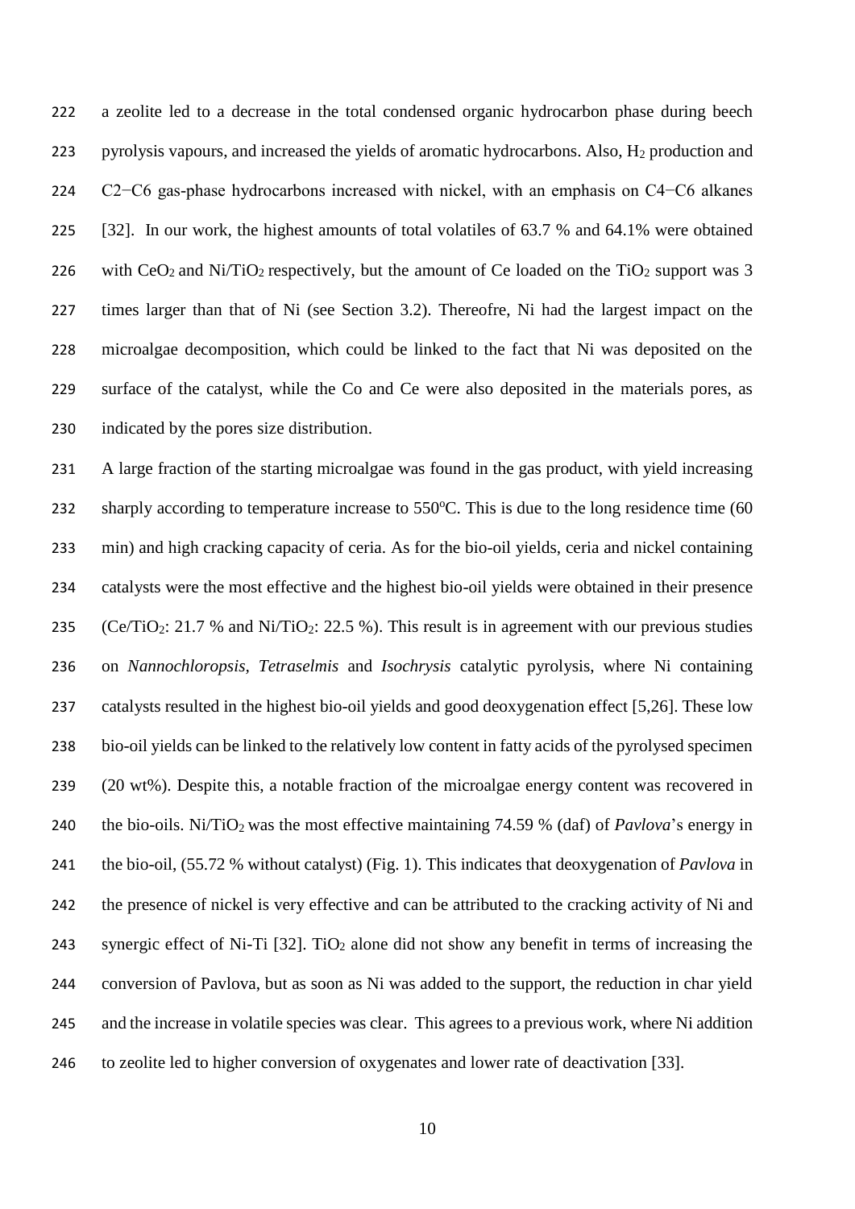a zeolite led to a decrease in the total condensed organic hydrocarbon phase during beech pyrolysis vapours, and increased the yields of aromatic hydrocarbons. Also, $H_2$ production and C2−C6 gas-phase hydrocarbons increased with nickel, with an emphasis on C4−C6 alkanes [32]. In our work, the highest amounts of total volatiles of 63.7 % and 64.1% were obtained with $CeO_2$ and $Ni/TiO_2$ respectively, but the amount of Ce loaded on the $TiO_2$ support was 3 times larger than that of Ni (see Section 3.2). Thereofre, Ni had the largest impact on the microalgae decomposition, which could be linked to the fact that Ni was deposited on the surface of the catalyst, while the Co and Ce were also deposited in the materials pores, as indicated by the pores size distribution.

A large fraction of the starting microalgae was found in the gas product, with yield increasing sharply according to temperature increase to 550°C. This is due to the long residence time (60 min) and high cracking capacity of ceria. As for the bio-oil yields, ceria and nickel containing catalysts were the most effective and the highest bio-oil yields were obtained in their presence ($Ce/TiO_2$: 21.7 % and $Ni/TiO_2$: 22.5 %). This result is in agreement with our previous studies on *Nannochloropsis*, *Tetraselmis* and *Isochrysis* catalytic pyrolysis, where Ni containing catalysts resulted in the highest bio-oil yields and good deoxygenation effect [5,26]. These low bio-oil yields can be linked to the relatively low content in fatty acids of the pyrolysed specimen (20 wt%). Despite this, a notable fraction of the microalgae energy content was recovered in the bio-oils. $Ni/TiO_2$ was the most effective maintaining 74.59 % (daf) of *Pavlova*'s energy in the bio-oil, (55.72 % without catalyst) (Fig. 1). This indicates that deoxygenation of *Pavlova* in the presence of nickel is very effective and can be attributed to the cracking activity of Ni and synergic effect of Ni-Ti [32]. $TiO_2$ alone did not show any benefit in terms of increasing the conversion of Pavlova, but as soon as Ni was added to the support, the reduction in char yield and the increase in volatile species was clear. This agrees to a previous work, where Ni addition to zeolite led to higher conversion of oxygenates and lower rate of deactivation [33].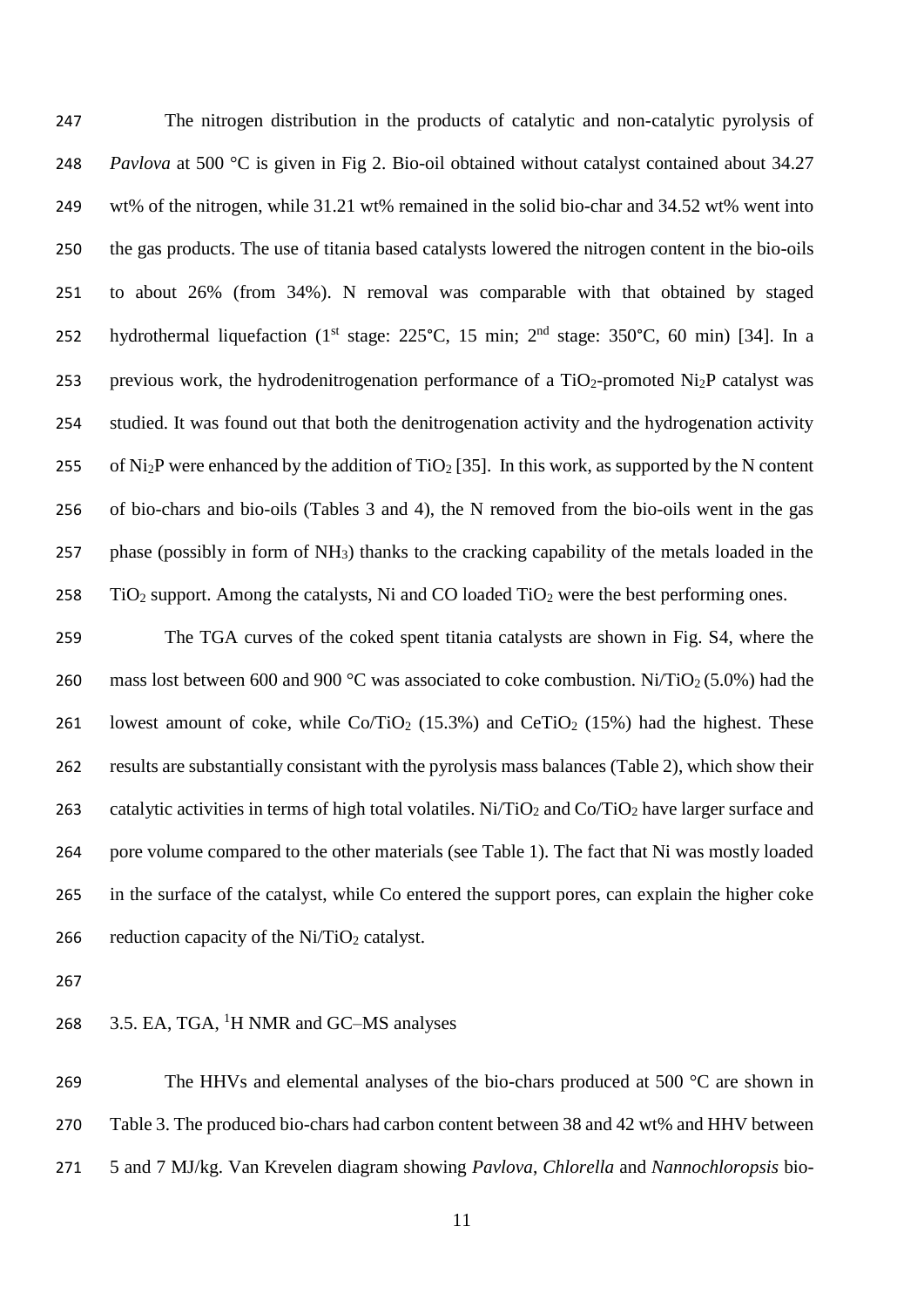The nitrogen distribution in the products of catalytic and non-catalytic pyrolysis of *Pavlova* at 500 °C is given in Fig 2. Bio-oil obtained without catalyst contained about 34.27 wt% of the nitrogen, while 31.21 wt% remained in the solid bio-char and 34.52 wt% went into the gas products. The use of titania based catalysts lowered the nitrogen content in the bio-oils to about 26% (from 34%). N removal was comparable with that obtained by staged hydrothermal liquefaction (1st stage: 225°C, 15 min; 2nd stage: 350°C, 60 min) [34]. In a previous work, the hydrodenitrogenation performance of a $TiO_2$-promoted $Ni_2P$ catalyst was studied. It was found out that both the denitrogenation activity and the hydrogenation activity of $Ni_2P$ were enhanced by the addition of $TiO_2$ [35]. In this work, as supported by the N content of bio-chars and bio-oils (Tables 3 and 4), the N removed from the bio-oils went in the gas phase (possibly in form of $NH_3$) thanks to the cracking capability of the metals loaded in the $TiO_2$ support. Among the catalysts, Ni and CO loaded $TiO_2$ were the best performing ones.

The TGA curves of the coked spent titania catalysts are shown in Fig. S4, where the mass lost between 600 and 900 °C was associated to coke combustion. Ni/$TiO_2$ (5.0%) had the lowest amount of coke, while Co/$TiO_2$ (15.3%) and Ce$TiO_2$ (15%) had the highest. These results are substantially consistant with the pyrolysis mass balances (Table 2), which show their catalytic activities in terms of high total volatiles. Ni/$TiO_2$ and Co/$TiO_2$ have larger surface and pore volume compared to the other materials (see Table 1). The fact that Ni was mostly loaded in the surface of the catalyst, while Co entered the support pores, can explain the higher coke reduction capacity of the Ni/$TiO_2$ catalyst.

### 3.5. EA, TGA, $^1$H NMR and GC–MS analyses

The HHVs and elemental analyses of the bio-chars produced at 500 °C are shown in Table 3. The produced bio-chars had carbon content between 38 and 42 wt% and HHV between 5 and 7 MJ/kg. Van Krevelen diagram showing *Pavlova*, *Chlorella* and *Nannochloropsis* bio-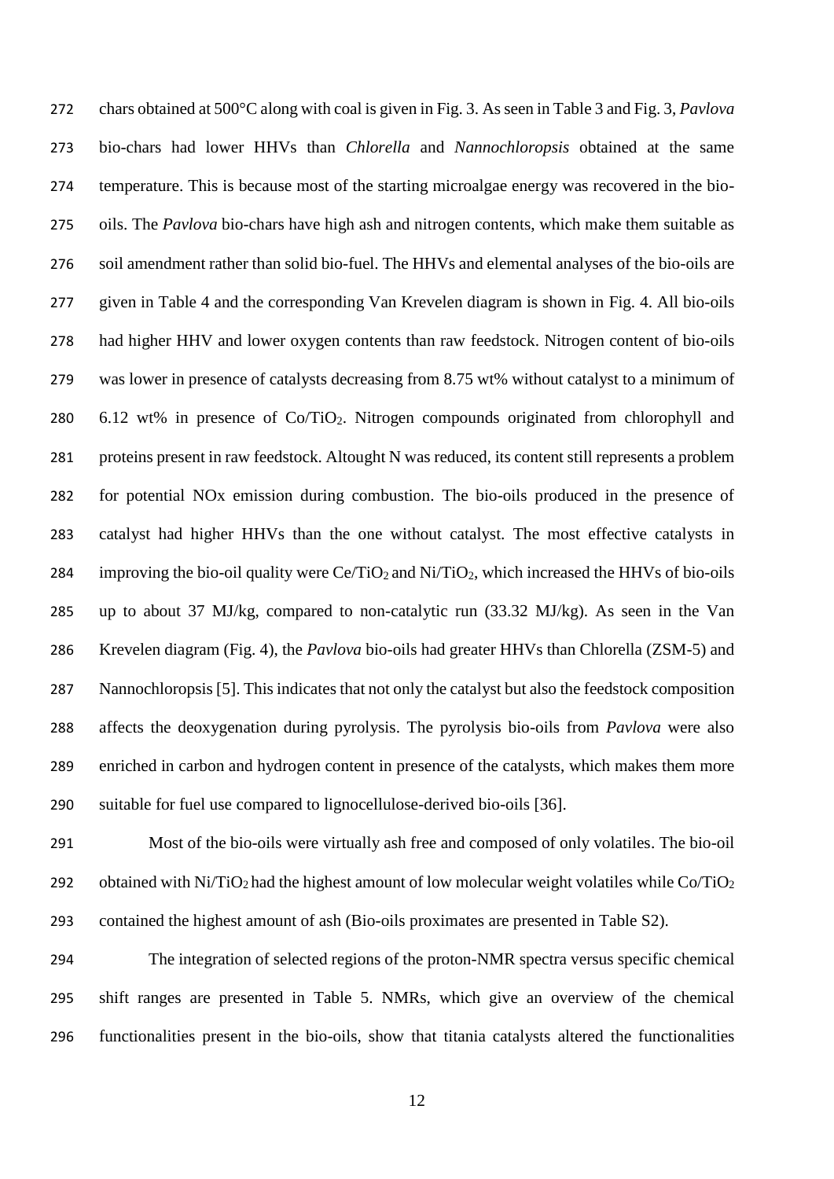chars obtained at 500°C along with coal is given in Fig. 3. As seen in Table 3 and Fig. 3, *Pavlova* bio-chars had lower HHVs than *Chlorella* and *Nannochloropsis* obtained at the same temperature. This is because most of the starting microalgae energy was recovered in the bio-oils. The *Pavlova* bio-chars have high ash and nitrogen contents, which make them suitable as soil amendment rather than solid bio-fuel. The HHVs and elemental analyses of the bio-oils are given in Table 4 and the corresponding Van Krevelen diagram is shown in Fig. 4. All bio-oils had higher HHV and lower oxygen contents than raw feedstock. Nitrogen content of bio-oils was lower in presence of catalysts decreasing from 8.75 wt% without catalyst to a minimum of 6.12 wt% in presence of $Co/TiO_2$. Nitrogen compounds originated from chlorophyll and proteins present in raw feedstock. Altought N was reduced, its content still represents a problem for potential NOx emission during combustion. The bio-oils produced in the presence of catalyst had higher HHVs than the one without catalyst. The most effective catalysts in improving the bio-oil quality were $Ce/TiO_2$ and $Ni/TiO_2$, which increased the HHVs of bio-oils up to about 37 MJ/kg, compared to non-catalytic run (33.32 MJ/kg). As seen in the Van Krevelen diagram (Fig. 4), the *Pavlova* bio-oils had greater HHVs than Chlorella (ZSM-5) and Nannochloropsis [5]. This indicates that not only the catalyst but also the feedstock composition affects the deoxygenation during pyrolysis. The pyrolysis bio-oils from *Pavlova* were also enriched in carbon and hydrogen content in presence of the catalysts, which makes them more suitable for fuel use compared to lignocellulose-derived bio-oils [36].

Most of the bio-oils were virtually ash free and composed of only volatiles. The bio-oil obtained with $Ni/TiO_2$ had the highest amount of low molecular weight volatiles while $Co/TiO_2$ contained the highest amount of ash (Bio-oils proximates are presented in Table S2).

The integration of selected regions of the proton-NMR spectra versus specific chemical shift ranges are presented in Table 5. NMRs, which give an overview of the chemical functionalities present in the bio-oils, show that titania catalysts altered the functionalities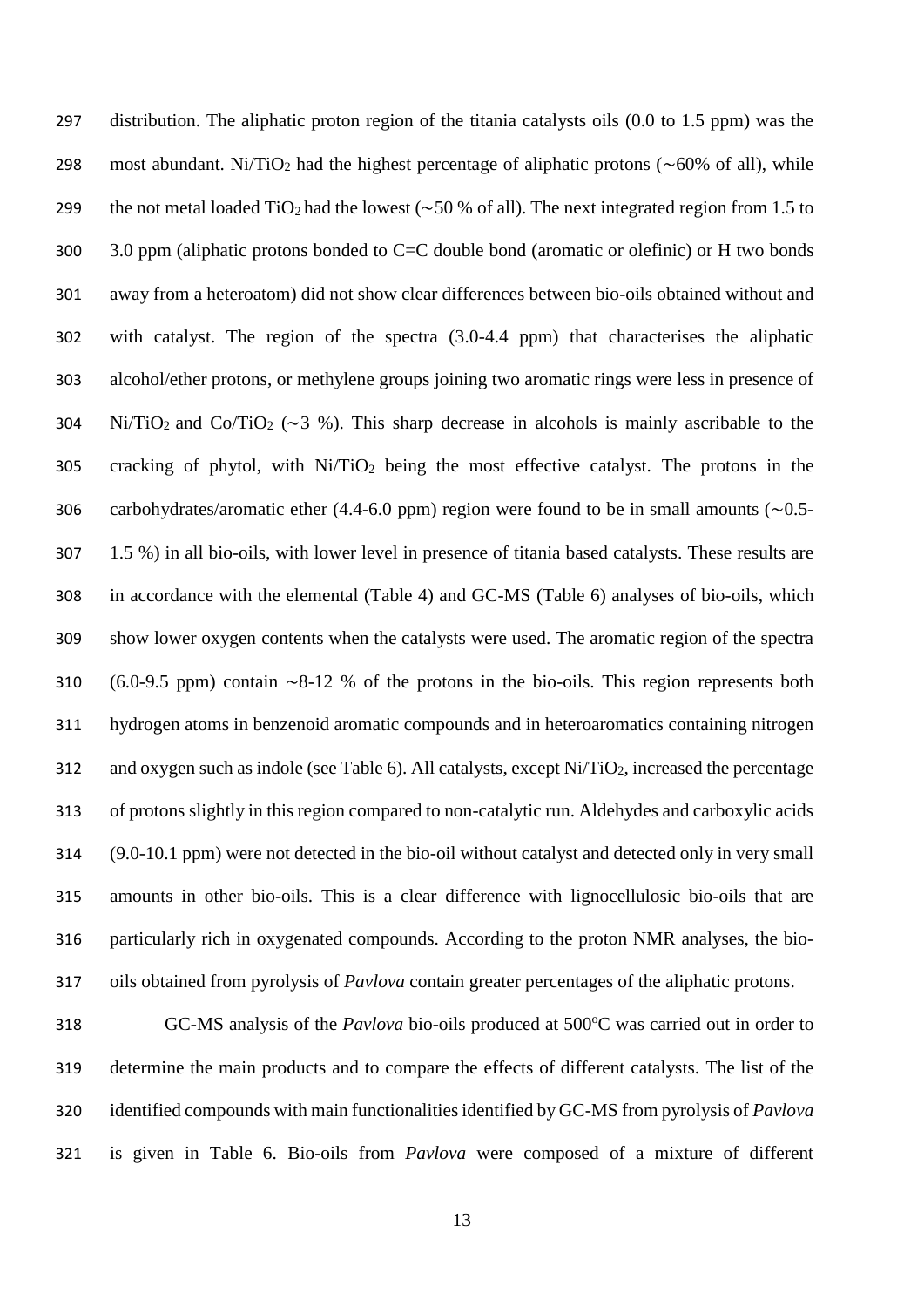distribution. The aliphatic proton region of the titania catalysts oils (0.0 to 1.5 ppm) was the most abundant. $Ni/TiO_2$ had the highest percentage of aliphatic protons (∼60% of all), while the not metal loaded $TiO_2$ had the lowest (∼50 % of all). The next integrated region from 1.5 to 3.0 ppm (aliphatic protons bonded to C=C double bond (aromatic or olefinic) or H two bonds away from a heteroatom) did not show clear differences between bio-oils obtained without and with catalyst. The region of the spectra (3.0-4.4 ppm) that characterises the aliphatic alcohol/ether protons, or methylene groups joining two aromatic rings were less in presence of $Ni/TiO_2$ and $Co/TiO_2$ (∼3 %). This sharp decrease in alcohols is mainly ascribable to the cracking of phytol, with $Ni/TiO_2$ being the most effective catalyst. The protons in the carbohydrates/aromatic ether (4.4-6.0 ppm) region were found to be in small amounts (∼0.5-1.5 %) in all bio-oils, with lower level in presence of titania based catalysts. These results are in accordance with the elemental (Table 4) and GC-MS (Table 6) analyses of bio-oils, which show lower oxygen contents when the catalysts were used. The aromatic region of the spectra (6.0-9.5 ppm) contain ∼8-12 % of the protons in the bio-oils. This region represents both hydrogen atoms in benzenoid aromatic compounds and in heteroaromatics containing nitrogen and oxygen such as indole (see Table 6). All catalysts, except $Ni/TiO_2$, increased the percentage of protons slightly in this region compared to non-catalytic run. Aldehydes and carboxylic acids (9.0-10.1 ppm) were not detected in the bio-oil without catalyst and detected only in very small amounts in other bio-oils. This is a clear difference with lignocellulosic bio-oils that are particularly rich in oxygenated compounds. According to the proton NMR analyses, the bio-oils obtained from pyrolysis of *Pavlova* contain greater percentages of the aliphatic protons.

GC-MS analysis of the *Pavlova* bio-oils produced at 500°C was carried out in order to determine the main products and to compare the effects of different catalysts. The list of the identified compounds with main functionalities identified by GC-MS from pyrolysis of *Pavlova* is given in Table 6. Bio-oils from *Pavlova* were composed of a mixture of different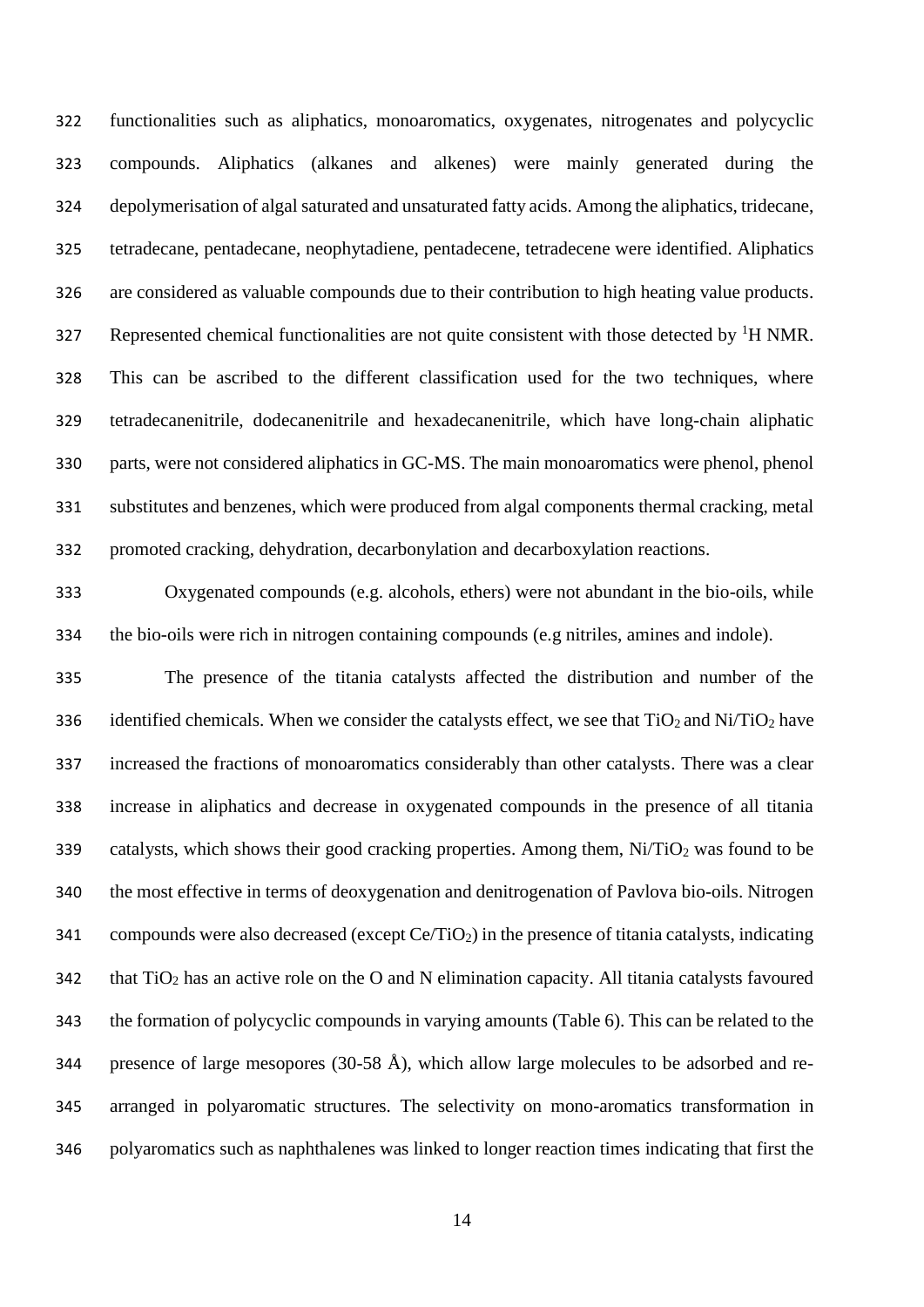functionalities such as aliphatics, monoaromatics, oxygenates, nitrogenates and polycyclic compounds. Aliphatics (alkanes and alkenes) were mainly generated during the depolymerisation of algal saturated and unsaturated fatty acids. Among the aliphatics, tridecane, tetradecane, pentadecane, neophytadiene, pentadecene, tetradecene were identified. Aliphatics are considered as valuable compounds due to their contribution to high heating value products. Represented chemical functionalities are not quite consistent with those detected by $^1H$ NMR. This can be ascribed to the different classification used for the two techniques, where tetradecanenitrile, dodecanenitrile and hexadecanenitrile, which have long-chain aliphatic parts, were not considered aliphatics in GC-MS. The main monoaromatics were phenol, phenol substitutes and benzenes, which were produced from algal components thermal cracking, metal promoted cracking, dehydration, decarbonylation and decarboxylation reactions.

Oxygenated compounds (e.g. alcohols, ethers) were not abundant in the bio-oils, while the bio-oils were rich in nitrogen containing compounds (e.g nitriles, amines and indole).

The presence of the titania catalysts affected the distribution and number of the identified chemicals. When we consider the catalysts effect, we see that $TiO_2$ and $Ni/TiO_2$ have increased the fractions of monoaromatics considerably than other catalysts. There was a clear increase in aliphatics and decrease in oxygenated compounds in the presence of all titania catalysts, which shows their good cracking properties. Among them, $Ni/TiO_2$ was found to be the most effective in terms of deoxygenation and denitrogenation of Pavlova bio-oils. Nitrogen compounds were also decreased (except $Ce/TiO_2$) in the presence of titania catalysts, indicating that $TiO_2$ has an active role on the O and N elimination capacity. All titania catalysts favoured the formation of polycyclic compounds in varying amounts (Table 6). This can be related to the presence of large mesopores (30-58 Å), which allow large molecules to be adsorbed and re-arranged in polyaromatic structures. The selectivity on mono-aromatics transformation in polyaromatics such as naphthalenes was linked to longer reaction times indicating that first the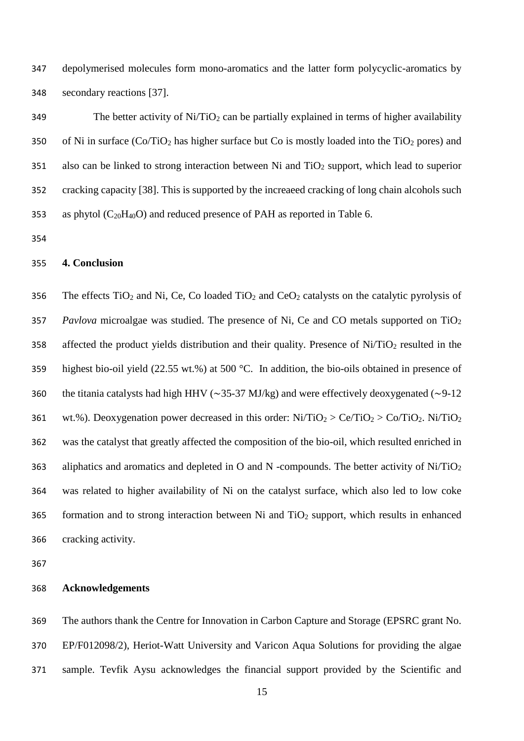depolymerised molecules form mono-aromatics and the latter form polycyclic-aromatics by secondary reactions [37].

The better activity of $Ni/TiO_2$ can be partially explained in terms of higher availability of Ni in surface ($Co/TiO_2$ has higher surface but Co is mostly loaded into the $TiO_2$ pores) and also can be linked to strong interaction between Ni and $TiO_2$ support, which lead to superior cracking capacity [38]. This is supported by the increaeed cracking of long chain alcohols such as phytol ($C_{20}H_{40}O$) and reduced presence of PAH as reported in Table 6.

## 4. Conclusion

The effects $TiO_2$ and Ni, Ce, Co loaded $TiO_2$ and $CeO_2$ catalysts on the catalytic pyrolysis of *Pavlova* microalgae was studied. The presence of Ni, Ce and CO metals supported on $TiO_2$ affected the product yields distribution and their quality. Presence of $Ni/TiO_2$ resulted in the highest bio-oil yield (22.55 wt.%) at 500 °C. In addition, the bio-oils obtained in presence of the titania catalysts had high HHV (∼35-37 MJ/kg) and were effectively deoxygenated (∼9-12 wt.%). Deoxygenation power decreased in this order: $Ni/TiO_2 > Ce/TiO_2 > Co/TiO_2$. $Ni/TiO_2$ was the catalyst that greatly affected the composition of the bio-oil, which resulted enriched in aliphatics and aromatics and depleted in O and N -compounds. The better activity of $Ni/TiO_2$ was related to higher availability of Ni on the catalyst surface, which also led to low coke formation and to strong interaction between Ni and $TiO_2$ support, which results in enhanced cracking activity.

## Acknowledgements

The authors thank the Centre for Innovation in Carbon Capture and Storage (EPSRC grant No. EP/F012098/2), Heriot-Watt University and Varicon Aqua Solutions for providing the algae sample. Tevfik Aysu acknowledges the financial support provided by the Scientific and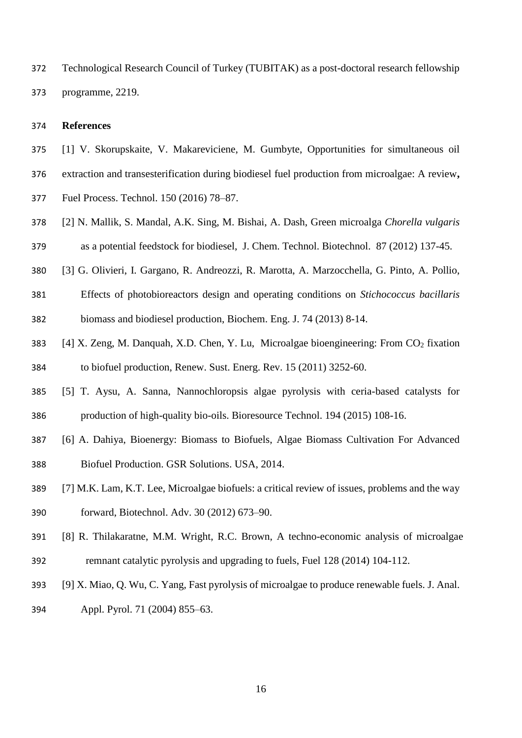Technological Research Council of Turkey (TUBITAK) as a post-doctoral research fellowship programme, 2219.

## References

[1] V. Skorupskaite, V. Makareviciene, M. Gumbyte, Opportunities for simultaneous oil extraction and transesterification during biodiesel fuel production from microalgae: A review**,** Fuel Process. Technol. 150 (2016) 78–87.

[2] N. Mallik, S. Mandal, A.K. Sing, M. Bishai, A. Dash, Green microalga *Chorella vulgaris* as a potential feedstock for biodiesel, J. Chem. Technol. Biotechnol. 87 (2012) 137-45.

[3] G. Olivieri, I. Gargano, R. Andreozzi, R. Marotta, A. Marzocchella, G. Pinto, A. Pollio, Effects of photobioreactors design and operating conditions on *Stichococcus bacillaris* biomass and biodiesel production, Biochem. Eng. J. 74 (2013) 8-14.

[4] X. Zeng, M. Danquah, X.D. Chen, Y. Lu, Microalgae bioengineering: From $CO_2$ fixation to biofuel production, Renew. Sust. Energ. Rev. 15 (2011) 3252-60.

[5] T. Aysu, A. Sanna, Nannochloropsis algae pyrolysis with ceria-based catalysts for production of high-quality bio-oils. Bioresource Technol. 194 (2015) 108-16.

[6] A. Dahiya, Bioenergy: Biomass to Biofuels, Algae Biomass Cultivation For Advanced Biofuel Production. GSR Solutions. USA, 2014.

[7] M.K. Lam, K.T. Lee, Microalgae biofuels: a critical review of issues, problems and the way forward, Biotechnol. Adv. 30 (2012) 673–90.

[8] R. Thilakaratne, M.M. Wright, R.C. Brown, A techno-economic analysis of microalgae remnant catalytic pyrolysis and upgrading to fuels, Fuel 128 (2014) 104-112.

[9] X. Miao, Q. Wu, C. Yang, Fast pyrolysis of microalgae to produce renewable fuels. J. Anal. Appl. Pyrol. 71 (2004) 855–63.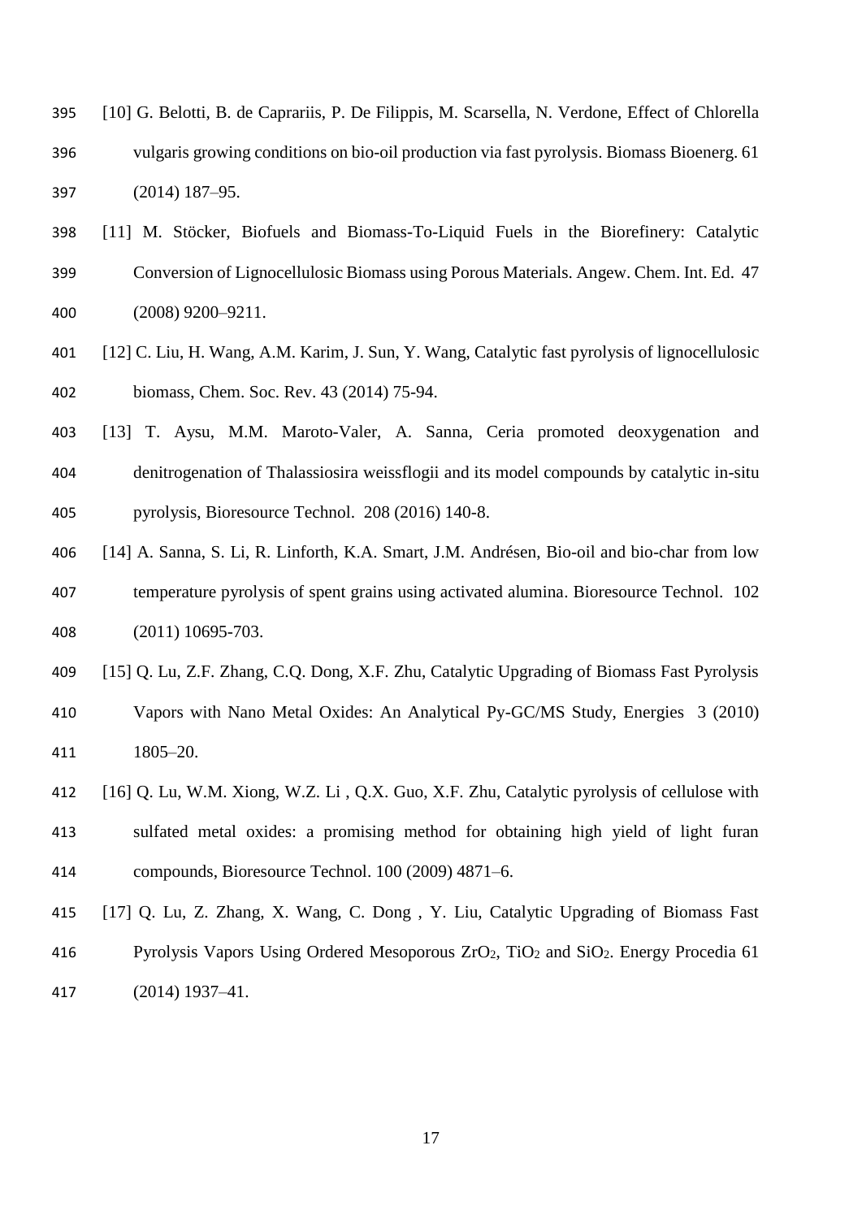[10] G. Belotti, B. de Caprariis, P. De Filippis, M. Scarsella, N. Verdone, Effect of Chlorella vulgaris growing conditions on bio-oil production via fast pyrolysis. Biomass Bioenerg. 61 (2014) 187–95.

[11] M. Stöcker, Biofuels and Biomass-To-Liquid Fuels in the Biorefinery: Catalytic Conversion of Lignocellulosic Biomass using Porous Materials. Angew. Chem. Int. Ed. 47 (2008) 9200–9211.

[12] C. Liu, H. Wang, A.M. Karim, J. Sun, Y. Wang, Catalytic fast pyrolysis of lignocellulosic biomass, Chem. Soc. Rev. 43 (2014) 75-94.

[13] T. Aysu, M.M. Maroto-Valer, A. Sanna, Ceria promoted deoxygenation and denitrogenation of Thalassiosira weissflogii and its model compounds by catalytic in-situ pyrolysis, Bioresource Technol. 208 (2016) 140-8.

[14] A. Sanna, S. Li, R. Linforth, K.A. Smart, J.M. Andrésen, Bio-oil and bio-char from low temperature pyrolysis of spent grains using activated alumina. Bioresource Technol. 102 (2011) 10695-703.

[15] Q. Lu, Z.F. Zhang, C.Q. Dong, X.F. Zhu, Catalytic Upgrading of Biomass Fast Pyrolysis Vapors with Nano Metal Oxides: An Analytical Py-GC/MS Study, Energies 3 (2010) 1805–20.

[16] Q. Lu, W.M. Xiong, W.Z. Li , Q.X. Guo, X.F. Zhu, Catalytic pyrolysis of cellulose with sulfated metal oxides: a promising method for obtaining high yield of light furan compounds, Bioresource Technol. 100 (2009) 4871–6.

[17] Q. Lu, Z. Zhang, X. Wang, C. Dong , Y. Liu, Catalytic Upgrading of Biomass Fast Pyrolysis Vapors Using Ordered Mesoporous $ZrO_2$, $TiO_2$ and $SiO_2$. Energy Procedia 61 (2014) 1937–41.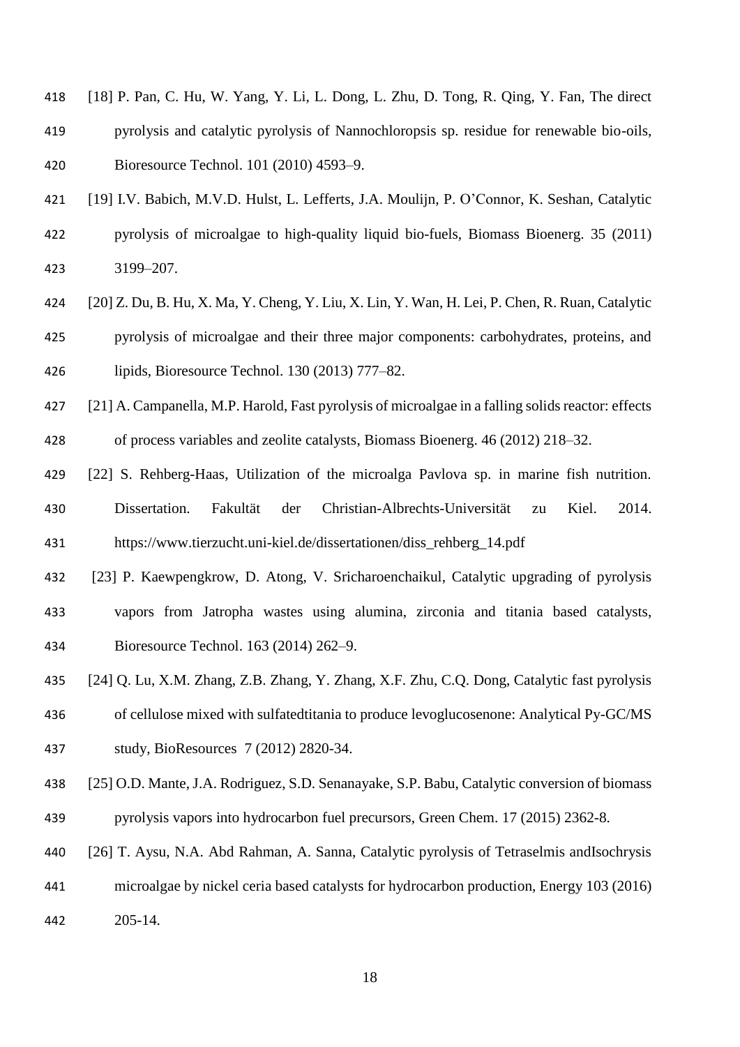[18] P. Pan, C. Hu, W. Yang, Y. Li, L. Dong, L. Zhu, D. Tong, R. Qing, Y. Fan, The direct pyrolysis and catalytic pyrolysis of Nannochloropsis sp. residue for renewable bio-oils, Bioresource Technol. 101 (2010) 4593–9.

[19] I.V. Babich, M.V.D. Hulst, L. Lefferts, J.A. Moulijn, P. O'Connor, K. Seshan, Catalytic pyrolysis of microalgae to high-quality liquid bio-fuels, Biomass Bioenerg. 35 (2011) 3199–207.

[20] Z. Du, B. Hu, X. Ma, Y. Cheng, Y. Liu, X. Lin, Y. Wan, H. Lei, P. Chen, R. Ruan, Catalytic pyrolysis of microalgae and their three major components: carbohydrates, proteins, and lipids, Bioresource Technol. 130 (2013) 777–82.

[21] A. Campanella, M.P. Harold, Fast pyrolysis of microalgae in a falling solids reactor: effects of process variables and zeolite catalysts, Biomass Bioenerg. 46 (2012) 218–32.

[22] S. Rehberg-Haas, Utilization of the microalga Pavlova sp. in marine fish nutrition. Dissertation. Fakultät der Christian-Albrechts-Universität zu Kiel. 2014. https://www.tierzucht.uni-kiel.de/dissertationen/diss_rehberg_14.pdf

[23] P. Kaewpengkrow, D. Atong, V. Sricharoenchaikul, Catalytic upgrading of pyrolysis vapors from Jatropha wastes using alumina, zirconia and titania based catalysts, Bioresource Technol. 163 (2014) 262–9.

[24] Q. Lu, X.M. Zhang, Z.B. Zhang, Y. Zhang, X.F. Zhu, C.Q. Dong, Catalytic fast pyrolysis of cellulose mixed with sulfatedtitania to produce levoglucosenone: Analytical Py-GC/MS study, BioResources 7 (2012) 2820-34.

[25] O.D. Mante, J.A. Rodriguez, S.D. Senanayake, S.P. Babu, Catalytic conversion of biomass pyrolysis vapors into hydrocarbon fuel precursors, Green Chem. 17 (2015) 2362-8.

[26] T. Aysu, N.A. Abd Rahman, A. Sanna, Catalytic pyrolysis of Tetraselmis andIsochrysis microalgae by nickel ceria based catalysts for hydrocarbon production, Energy 103 (2016) 205-14.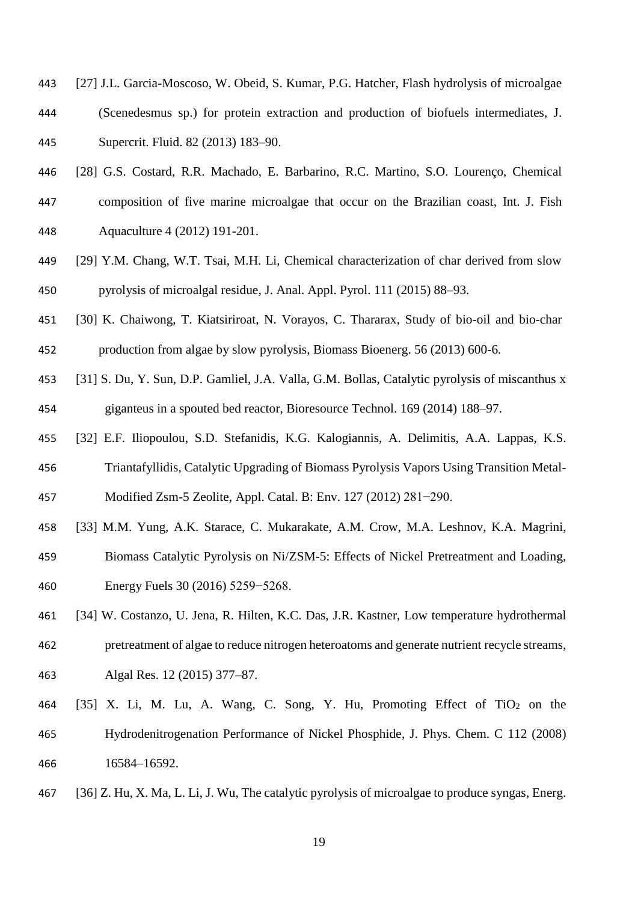[27] J.L. Garcia-Moscoso, W. Obeid, S. Kumar, P.G. Hatcher, Flash hydrolysis of microalgae (Scenedesmus sp.) for protein extraction and production of biofuels intermediates, J. Supercrit. Fluid. 82 (2013) 183–90.

[28] G.S. Costard, R.R. Machado, E. Barbarino, R.C. Martino, S.O. Lourenço, Chemical composition of five marine microalgae that occur on the Brazilian coast, Int. J. Fish Aquaculture 4 (2012) 191-201.

[29] Y.M. Chang, W.T. Tsai, M.H. Li, Chemical characterization of char derived from slow pyrolysis of microalgal residue, J. Anal. Appl. Pyrol. 111 (2015) 88–93.

[30] K. Chaiwong, T. Kiatsiriroat, N. Vorayos, C. Thararax, Study of bio-oil and bio-char production from algae by slow pyrolysis, Biomass Bioenerg. 56 (2013) 600-6.

[31] S. Du, Y. Sun, D.P. Gamliel, J.A. Valla, G.M. Bollas, Catalytic pyrolysis of miscanthus x giganteus in a spouted bed reactor, Bioresource Technol. 169 (2014) 188–97.

[32] E.F. Iliopoulou, S.D. Stefanidis, K.G. Kalogiannis, A. Delimitis, A.A. Lappas, K.S. Triantafyllidis, Catalytic Upgrading of Biomass Pyrolysis Vapors Using Transition Metal-Modified Zsm-5 Zeolite, Appl. Catal. B: Env. 127 (2012) 281−290.

[33] M.M. Yung, A.K. Starace, C. Mukarakate, A.M. Crow, M.A. Leshnov, K.A. Magrini, Biomass Catalytic Pyrolysis on Ni/ZSM-5: Effects of Nickel Pretreatment and Loading, Energy Fuels 30 (2016) 5259−5268.

[34] W. Costanzo, U. Jena, R. Hilten, K.C. Das, J.R. Kastner, Low temperature hydrothermal pretreatment of algae to reduce nitrogen heteroatoms and generate nutrient recycle streams, Algal Res. 12 (2015) 377–87.

[35] X. Li, M. Lu, A. Wang, C. Song, Y. Hu, Promoting Effect of $TiO_2$ on the Hydrodenitrogenation Performance of Nickel Phosphide, J. Phys. Chem. C 112 (2008) 16584–16592.

[36] Z. Hu, X. Ma, L. Li, J. Wu, The catalytic pyrolysis of microalgae to produce syngas, Energ.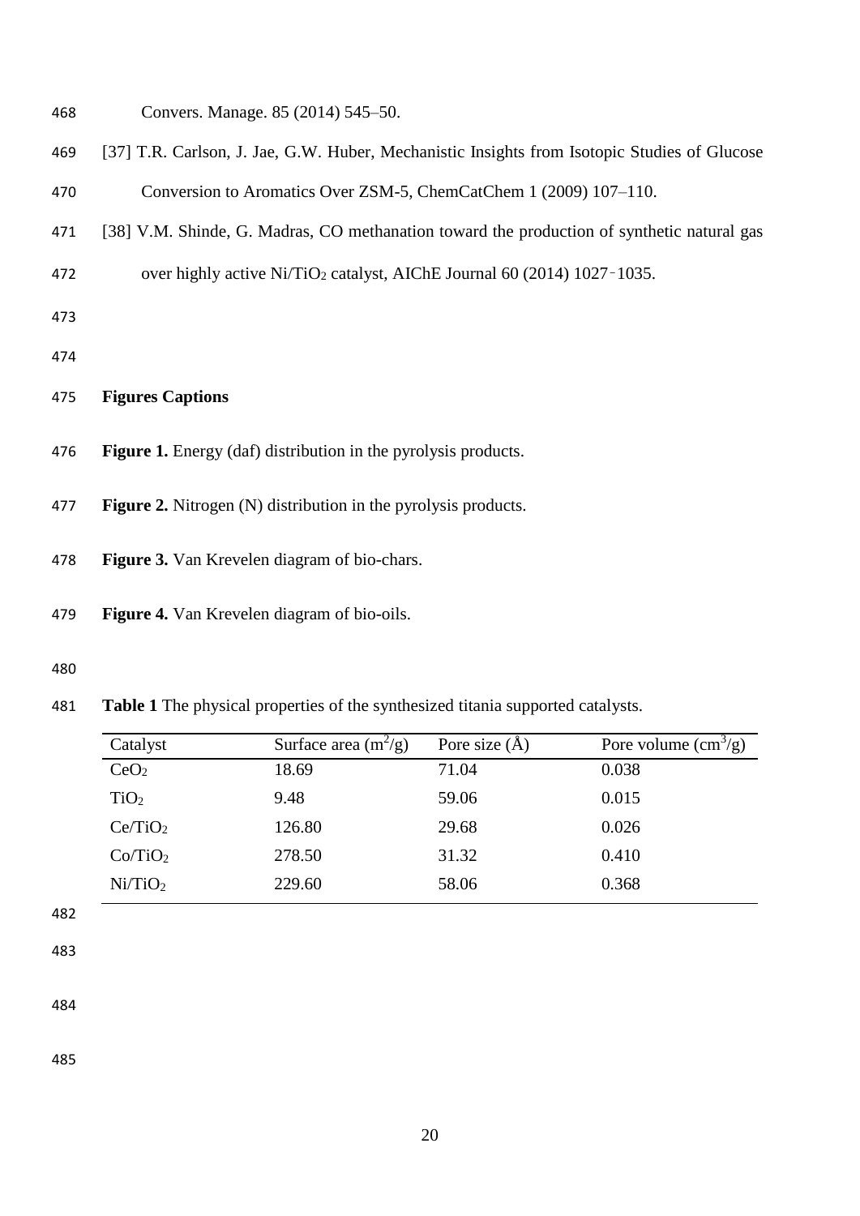Convers. Manage. 85 (2014) 545–50.

[37] T.R. Carlson, J. Jae, G.W. Huber, Mechanistic Insights from Isotopic Studies of Glucose Conversion to Aromatics Over ZSM-5, ChemCatChem 1 (2009) 107–110.

[38] V.M. Shinde, G. Madras, CO methanation toward the production of synthetic natural gas over highly active Ni/$TiO_2$ catalyst, AIChE Journal 60 (2014) 1027‑1035.

## Figures Captions

**Figure 1.** Energy (daf) distribution in the pyrolysis products.

**Figure 2.** Nitrogen (N) distribution in the pyrolysis products.

**Figure 3.** Van Krevelen diagram of bio-chars.

**Figure 4.** Van Krevelen diagram of bio-oils.

**Table 1** The physical properties of the synthesized titania supported catalysts.

| Catalyst | Surface area ($m^2$/g) | Pore size (Å) | Pore volume ($cm^3$/g) |
| --- | --- | --- | --- |
| $CeO_2$ | 18.69 | 71.04 | 0.038 |
| $TiO_2$ | 9.48 | 59.06 | 0.015 |
| Ce/$TiO_2$ | 126.80 | 29.68 | 0.026 |
| Co/$TiO_2$ | 278.50 | 31.32 | 0.410 |
| Ni/$TiO_2$ | 229.60 | 58.06 | 0.368 |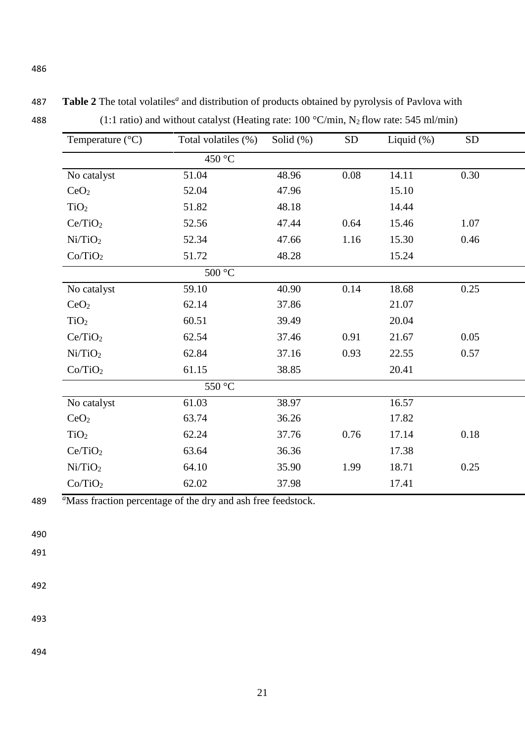**Table 2** The total volatiles[a] and distribution of products obtained by pyrolysis of Pavlova with (1:1 ratio) and without catalyst (Heating rate: 100 °C/min, $N_2$ flow rate: 545 ml/min)

| Temperature (°C) | Total volatiles (%) | Solid (%) | SD | Liquid (%) | SD |
|---|---|---|---|---|---|
| | 450 °C | | | | |
| No catalyst | 51.04 | 48.96 | 0.08 | 14.11 | 0.30 |
| $CeO_2$ | 52.04 | 47.96 | | 15.10 | |
| $TiO_2$ | 51.82 | 48.18 | | 14.44 | |
| $Ce/TiO_2$ | 52.56 | 47.44 | 0.64 | 15.46 | 1.07 |
| $Ni/TiO_2$ | 52.34 | 47.66 | 1.16 | 15.30 | 0.46 |
| $Co/TiO_2$ | 51.72 | 48.28 | | 15.24 | |
| | 500 °C | | | | |
| No catalyst | 59.10 | 40.90 | 0.14 | 18.68 | 0.25 |
| $CeO_2$ | 62.14 | 37.86 | | 21.07 | |
| $TiO_2$ | 60.51 | 39.49 | | 20.04 | |
| $Ce/TiO_2$ | 62.54 | 37.46 | 0.91 | 21.67 | 0.05 |
| $Ni/TiO_2$ | 62.84 | 37.16 | 0.93 | 22.55 | 0.57 |
| $Co/TiO_2$ | 61.15 | 38.85 | | 20.41 | |
| | 550 °C | | | | |
| No catalyst | 61.03 | 38.97 | | 16.57 | |
| $CeO_2$ | 63.74 | 36.26 | | 17.82 | |
| $TiO_2$ | 62.24 | 37.76 | 0.76 | 17.14 | 0.18 |
| $Ce/TiO_2$ | 63.64 | 36.36 | | 17.38 | |
| $Ni/TiO_2$ | 64.10 | 35.90 | 1.99 | 18.71 | 0.25 |
| $Co/TiO_2$ | 62.02 | 37.98 | | 17.41 | |

[a]Mass fraction percentage of the dry and ash free feedstock.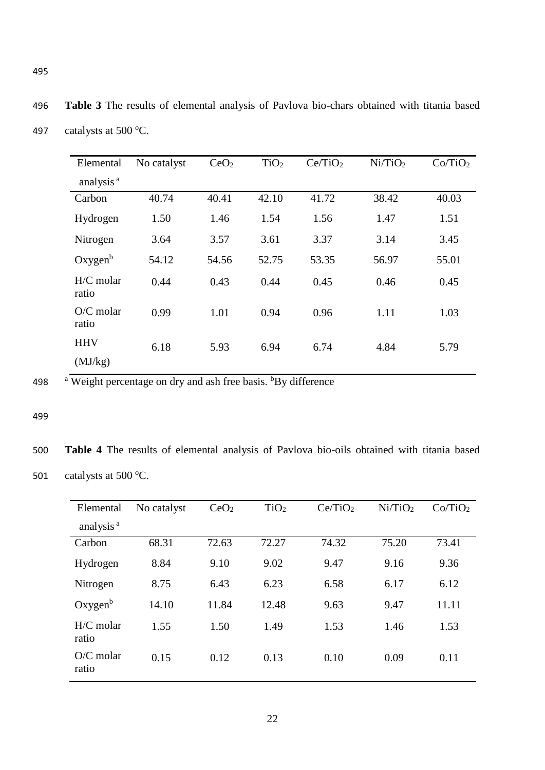**Table 3** The results of elemental analysis of Pavlova bio-chars obtained with titania based catalysts at 500 °C.

| Elemental analysis [a] | No catalyst | $CeO_2$ | $TiO_2$ | $Ce/TiO_2$ | $Ni/TiO_2$ | $Co/TiO_2$ |
|---|---|---|---|---|---|---|
| Carbon | 40.74 | 40.41 | 42.10 | 41.72 | 38.42 | 40.03 |
| Hydrogen | 1.50 | 1.46 | 1.54 | 1.56 | 1.47 | 1.51 |
| Nitrogen | 3.64 | 3.57 | 3.61 | 3.37 | 3.14 | 3.45 |
| Oxygen[b] | 54.12 | 54.56 | 52.75 | 53.35 | 56.97 | 55.01 |
| H/C molar ratio | 0.44 | 0.43 | 0.44 | 0.45 | 0.46 | 0.45 |
| O/C molar ratio | 0.99 | 1.01 | 0.94 | 0.96 | 1.11 | 1.03 |
| HHV (MJ/kg) | 6.18 | 5.93 | 6.94 | 6.74 | 4.84 | 5.79 |

[a] Weight percentage on dry and ash free basis. [b]By difference

**Table 4** The results of elemental analysis of Pavlova bio-oils obtained with titania based catalysts at 500 °C.

| Elemental analysis [a] | No catalyst | $CeO_2$ | $TiO_2$ | $Ce/TiO_2$ | $Ni/TiO_2$ | $Co/TiO_2$ |
|---|---|---|---|---|---|---|
| Carbon | 68.31 | 72.63 | 72.27 | 74.32 | 75.20 | 73.41 |
| Hydrogen | 8.84 | 9.10 | 9.02 | 9.47 | 9.16 | 9.36 |
| Nitrogen | 8.75 | 6.43 | 6.23 | 6.58 | 6.17 | 6.12 |
| Oxygen[b] | 14.10 | 11.84 | 12.48 | 9.63 | 9.47 | 11.11 |
| H/C molar ratio | 1.55 | 1.50 | 1.49 | 1.53 | 1.46 | 1.53 |
| O/C molar ratio | 0.15 | 0.12 | 0.13 | 0.10 | 0.09 | 0.11 |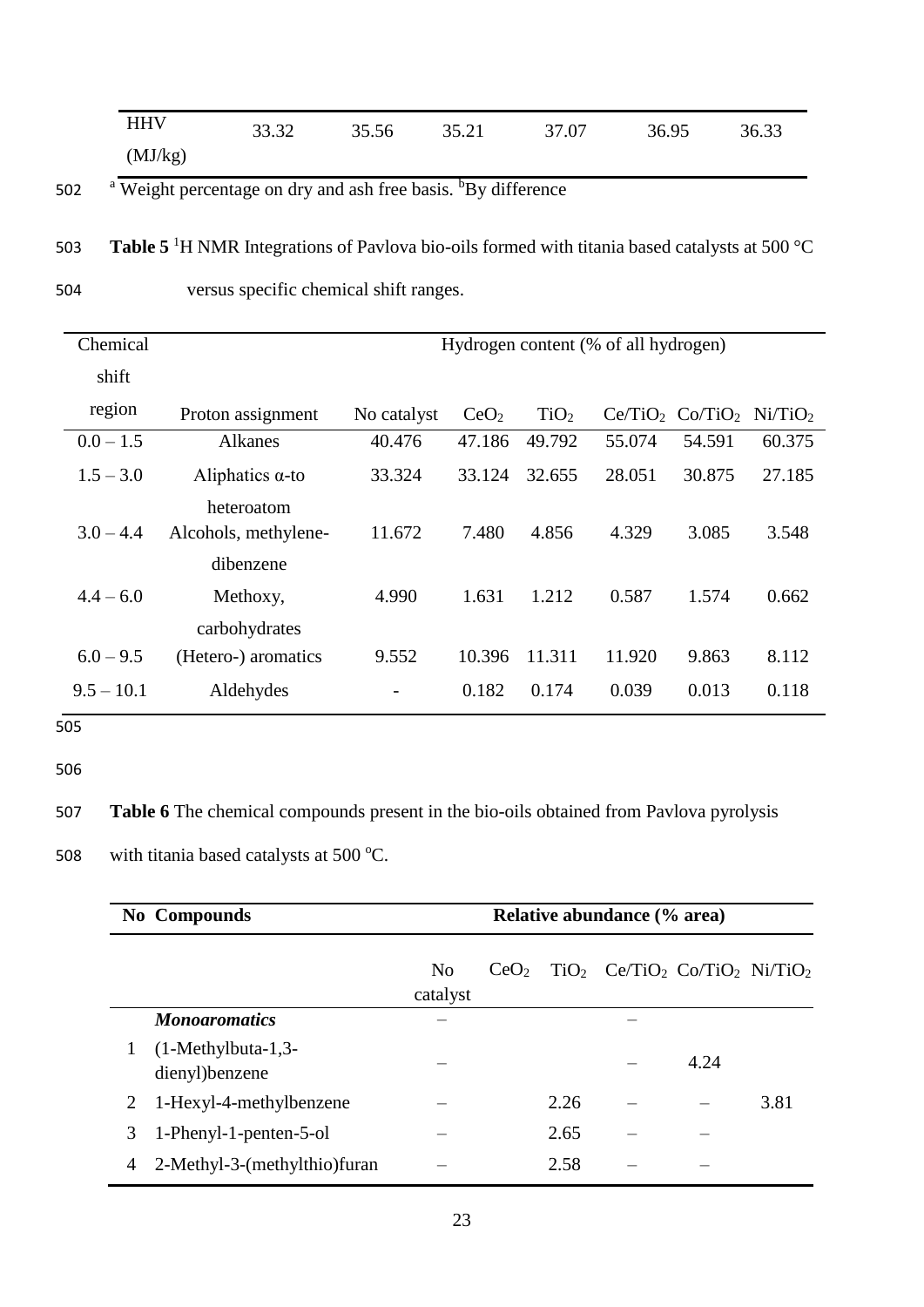| HHV (MJ/kg) | 33.32 | 35.56 | 35.21 | 37.07 | 36.95 | 36.33 |
|---|---|---|---|---|---|---|

[a] Weight percentage on dry and ash free basis. [b]By difference

**Table 5** $^1H$ NMR Integrations of Pavlova bio-oils formed with titania based catalysts at 500 °C versus specific chemical shift ranges.

| Chemical shift region | Proton assignment | Hydrogen content (% of all hydrogen) No catalyst | $CeO_2$ | $TiO_2$ | $Ce/TiO_2$ | $Co/TiO_2$ | $Ni/TiO_2$ |
|---|---|---|---|---|---|---|---|
| 0.0 – 1.5 | Alkanes | 40.476 | 47.186 | 49.792 | 55.074 | 54.591 | 60.375 |
| 1.5 – 3.0 | Aliphatics α-to heteroatom | 33.324 | 33.124 | 32.655 | 28.051 | 30.875 | 27.185 |
| 3.0 – 4.4 | Alcohols, methylene-dibenzene | 11.672 | 7.480 | 4.856 | 4.329 | 3.085 | 3.548 |
| 4.4 – 6.0 | Methoxy, carbohydrates | 4.990 | 1.631 | 1.212 | 0.587 | 1.574 | 0.662 |
| 6.0 – 9.5 | (Hetero-) aromatics | 9.552 | 10.396 | 11.311 | 11.920 | 9.863 | 8.112 |
| 9.5 – 10.1 | Aldehydes | - | 0.182 | 0.174 | 0.039 | 0.013 | 0.118 |

**Table 6** The chemical compounds present in the bio-oils obtained from Pavlova pyrolysis with titania based catalysts at 500 °C.

| **No** | **Compounds** | **Relative abundance (% area)** No catalyst | $CeO_2$ | $TiO_2$ | $Ce/TiO_2$ | $Co/TiO_2$ | $Ni/TiO_2$ |
|---|---|---|---|---|---|---|---|
| | ***Monoaromatics*** | – | | | – | | |
| 1 | (1-Methylbuta-1,3-dienyl)benzene | – | | | – | 4.24 | |
| 2 | 1-Hexyl-4-methylbenzene | – | | 2.26 | – | – | 3.81 |
| 3 | 1-Phenyl-1-penten-5-ol | – | | 2.65 | – | – | |
| 4 | 2-Methyl-3-(methylthio)furan | – | | 2.58 | – | – | |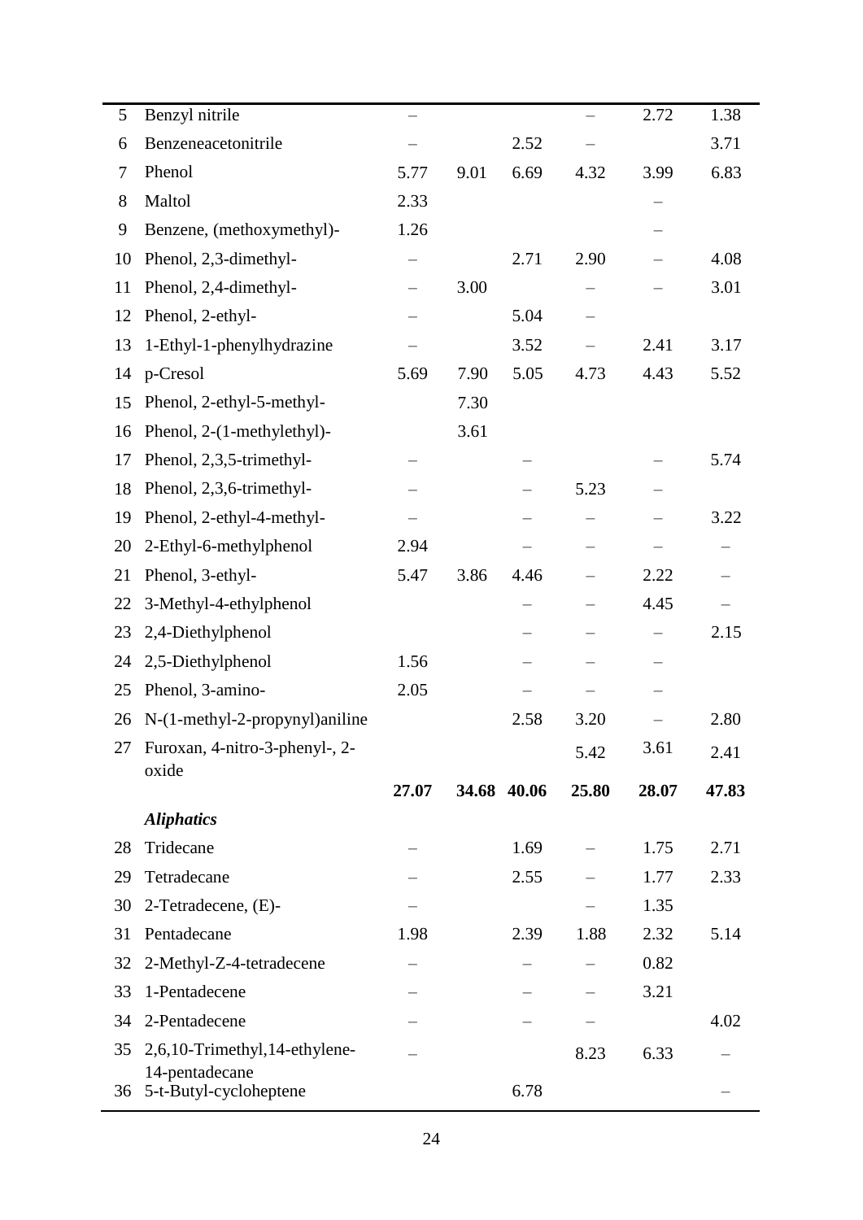| | | | | | | | |
|---|---|---|---|---|---|---|---|
| 5 | Benzyl nitrile | – | | | – | 2.72 | 1.38 |
| 6 | Benzeneacetonitrile | – | | 2.52 | – | | 3.71 |
| 7 | Phenol | 5.77 | 9.01 | 6.69 | 4.32 | 3.99 | 6.83 |
| 8 | Maltol | 2.33 | | | | – | |
| 9 | Benzene, (methoxymethyl)- | 1.26 | | | | – | |
| 10 | Phenol, 2,3-dimethyl- | – | | 2.71 | 2.90 | – | 4.08 |
| 11 | Phenol, 2,4-dimethyl- | – | 3.00 | | – | – | 3.01 |
| 12 | Phenol, 2-ethyl- | – | | 5.04 | – | | |
| 13 | 1-Ethyl-1-phenylhydrazine | – | | 3.52 | – | 2.41 | 3.17 |
| 14 | p-Cresol | 5.69 | 7.90 | 5.05 | 4.73 | 4.43 | 5.52 |
| 15 | Phenol, 2-ethyl-5-methyl- | | 7.30 | | | | |
| 16 | Phenol, 2-(1-methylethyl)- | | 3.61 | | | | |
| 17 | Phenol, 2,3,5-trimethyl- | – | | – | | – | 5.74 |
| 18 | Phenol, 2,3,6-trimethyl- | – | | – | 5.23 | – | |
| 19 | Phenol, 2-ethyl-4-methyl- | – | | – | – | – | 3.22 |
| 20 | 2-Ethyl-6-methylphenol | 2.94 | | – | – | – | – |
| 21 | Phenol, 3-ethyl- | 5.47 | 3.86 | 4.46 | – | 2.22 | – |
| 22 | 3-Methyl-4-ethylphenol | | | – | – | 4.45 | – |
| 23 | 2,4-Diethylphenol | | | – | – | – | 2.15 |
| 24 | 2,5-Diethylphenol | 1.56 | | – | – | – | |
| 25 | Phenol, 3-amino- | 2.05 | | – | – | – | |
| 26 | N-(1-methyl-2-propynyl)aniline | | | 2.58 | 3.20 | – | 2.80 |
| 27 | Furoxan, 4-nitro-3-phenyl-, 2-oxide | | | | 5.42 | 3.61 | 2.41 |
| | | **27.07** | **34.68** | **40.06** | **25.80** | **28.07** | **47.83** |
| | ***Aliphatics*** | | | | | | |
| 28 | Tridecane | – | | 1.69 | – | 1.75 | 2.71 |
| 29 | Tetradecane | – | | 2.55 | – | 1.77 | 2.33 |
| 30 | 2-Tetradecene, (E)- | – | | | – | 1.35 | |
| 31 | Pentadecane | 1.98 | | 2.39 | 1.88 | 2.32 | 5.14 |
| 32 | 2-Methyl-Z-4-tetradecene | – | | – | – | 0.82 | |
| 33 | 1-Pentadecene | – | | – | – | 3.21 | |
| 34 | 2-Pentadecene | – | | – | – | | 4.02 |
| 35 | 2,6,10-Trimethyl,14-ethylene-14-pentadecane | – | | | 8.23 | 6.33 | – |
| 36 | 5-t-Butyl-cycloheptene | | | 6.78 | | | – |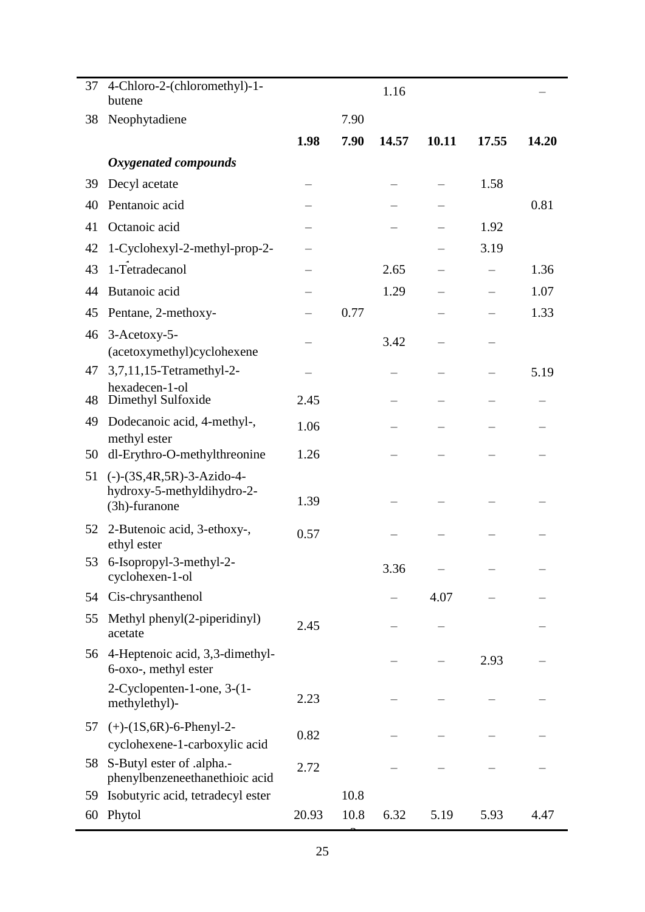| | | | | | | | |
|---|---|---|---|---|---|---|---|
| 37 | 4-Chloro-2-(chloromethyl)-1-butene | | | 1.16 | | | – |
| 38 | Neophytadiene | | 7.90 | | | | |
| | | **1.98** | **7.90** | **14.57** | **10.11** | **17.55** | **14.20** |
| | ***Oxygenated compounds*** | | | | | | |
| 39 | Decyl acetate | – | | – | – | 1.58 | |
| 40 | Pentanoic acid | – | | – | – | | 0.81 |
| 41 | Octanoic acid | – | | – | – | 1.92 | |
| 42 | 1-Cyclohexyl-2-methyl-prop-2- | – | | | – | 3.19 | |
| 43 | 1-Tetradecanol | – | | 2.65 | – | – | 1.36 |
| 44 | Butanoic acid | – | | 1.29 | – | – | 1.07 |
| 45 | Pentane, 2-methoxy- | – | 0.77 | | – | – | 1.33 |
| 46 | 3-Acetoxy-5-(acetoxymethyl)cyclohexene | – | | 3.42 | – | – | |
| 47 | 3,7,11,15-Tetramethyl-2-hexadecen-1-ol | – | | – | – | – | 5.19 |
| 48 | Dimethyl Sulfoxide | 2.45 | | – | – | – | – |
| 49 | Dodecanoic acid, 4-methyl-, methyl ester | 1.06 | | – | – | – | – |
| 50 | dl-Erythro-O-methylthreonine | 1.26 | | – | – | – | – |
| 51 | (-)-(3S,4R,5R)-3-Azido-4-hydroxy-5-methyldihydro-2-(3h)-furanone | 1.39 | | – | – | – | – |
| 52 | 2-Butenoic acid, 3-ethoxy-, ethyl ester | 0.57 | | – | – | – | – |
| 53 | 6-Isopropyl-3-methyl-2-cyclohexen-1-ol | | | 3.36 | – | – | – |
| 54 | Cis-chrysanthenol | | | – | 4.07 | – | – |
| 55 | Methyl phenyl(2-piperidinyl) acetate | 2.45 | | – | – | | – |
| 56 | 4-Heptenoic acid, 3,3-dimethyl-6-oxo-, methyl ester | | | – | – | 2.93 | – |
| | 2-Cyclopenten-1-one, 3-(1-methylethyl)- | 2.23 | | – | – | – | – |
| 57 | (+)-(1S,6R)-6-Phenyl-2-cyclohexene-1-carboxylic acid | 0.82 | | – | – | – | – |
| 58 | S-Butyl ester of .alpha.-phenylbenzeneethanethioic acid | 2.72 | | – | – | – | – |
| 59 | Isobutyric acid, tetradecyl ester | | 10.8 | | | | |
| 60 | Phytol | 20.93 | 10.8 | 6.32 | 5.19 | 5.93 | 4.47 |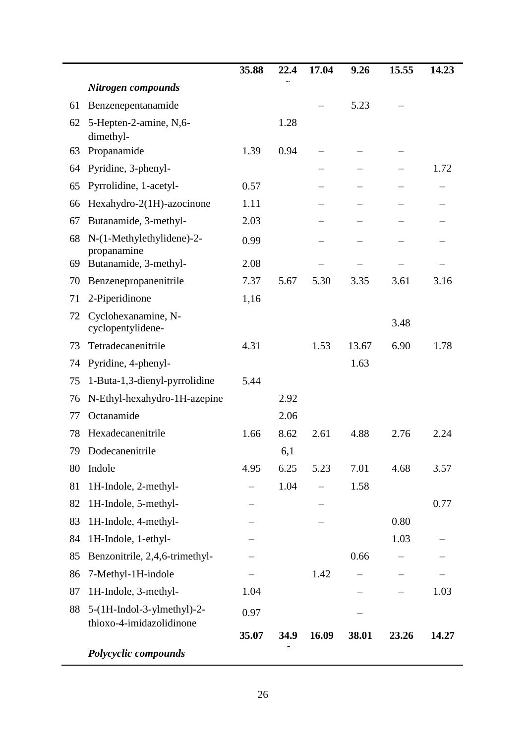|  |  | 35.88 | 22.46 | 17.04 | 9.26 | 15.55 | 14.23 |
|---|---|---|---|---|---|---|---|
|  | ***Nitrogen compounds*** |  |  |  |  |  |  |
| 61 | Benzenepentanamide |  |  | – | 5.23 | – |  |
| 62 | 5-Hepten-2-amine, N,6-dimethyl- |  | 1.28 |  |  |  |  |
| 63 | Propanamide | 1.39 | 0.94 | – | – | – |  |
| 64 | Pyridine, 3-phenyl- |  |  | – | – | – | 1.72 |
| 65 | Pyrrolidine, 1-acetyl- | 0.57 |  | – | – | – | – |
| 66 | Hexahydro-2(1H)-azocinone | 1.11 |  | – | – | – | – |
| 67 | Butanamide, 3-methyl- | 2.03 |  | – | – | – | – |
| 68 | N-(1-Methylethylidene)-2-propanamine | 0.99 |  | – | – | – | – |
| 69 | Butanamide, 3-methyl- | 2.08 |  | – | – | – | – |
| 70 | Benzenepropanenitrile | 7.37 | 5.67 | 5.30 | 3.35 | 3.61 | 3.16 |
| 71 | 2-Piperidinone | 1,16 |  |  |  |  |  |
| 72 | Cyclohexanamine, N-cyclopentylidene- |  |  |  |  | 3.48 |  |
| 73 | Tetradecanenitrile | 4.31 |  | 1.53 | 13.67 | 6.90 | 1.78 |
| 74 | Pyridine, 4-phenyl- |  |  |  | 1.63 |  |  |
| 75 | 1-Buta-1,3-dienyl-pyrrolidine | 5.44 |  |  |  |  |  |
| 76 | N-Ethyl-hexahydro-1H-azepine |  | 2.92 |  |  |  |  |
| 77 | Octanamide |  | 2.06 |  |  |  |  |
| 78 | Hexadecanenitrile | 1.66 | 8.62 | 2.61 | 4.88 | 2.76 | 2.24 |
| 79 | Dodecanenitrile |  | 6,1 |  |  |  |  |
| 80 | Indole | 4.95 | 6.25 | 5.23 | 7.01 | 4.68 | 3.57 |
| 81 | 1H-Indole, 2-methyl- | – | 1.04 | – | 1.58 |  |  |
| 82 | 1H-Indole, 5-methyl- | – |  | – |  |  | 0.77 |
| 83 | 1H-Indole, 4-methyl- | – |  | – |  | 0.80 |  |
| 84 | 1H-Indole, 1-ethyl- | – |  |  |  | 1.03 | – |
| 85 | Benzonitrile, 2,4,6-trimethyl- | – |  |  | 0.66 | – | – |
| 86 | 7-Methyl-1H-indole | – |  | 1.42 | – | – | – |
| 87 | 1H-Indole, 3-methyl- | 1.04 |  |  | – | – | 1.03 |
| 88 | 5-(1H-Indol-3-ylmethyl)-2-thioxo-4-imidazolidinone | 0.97 |  |  | – |  |  |
|  |  | **35.07** | **34.96** | **16.09** | **38.01** | **23.26** | **14.27** |
|  | ***Polycyclic compounds*** |  |  |  |  |  |  |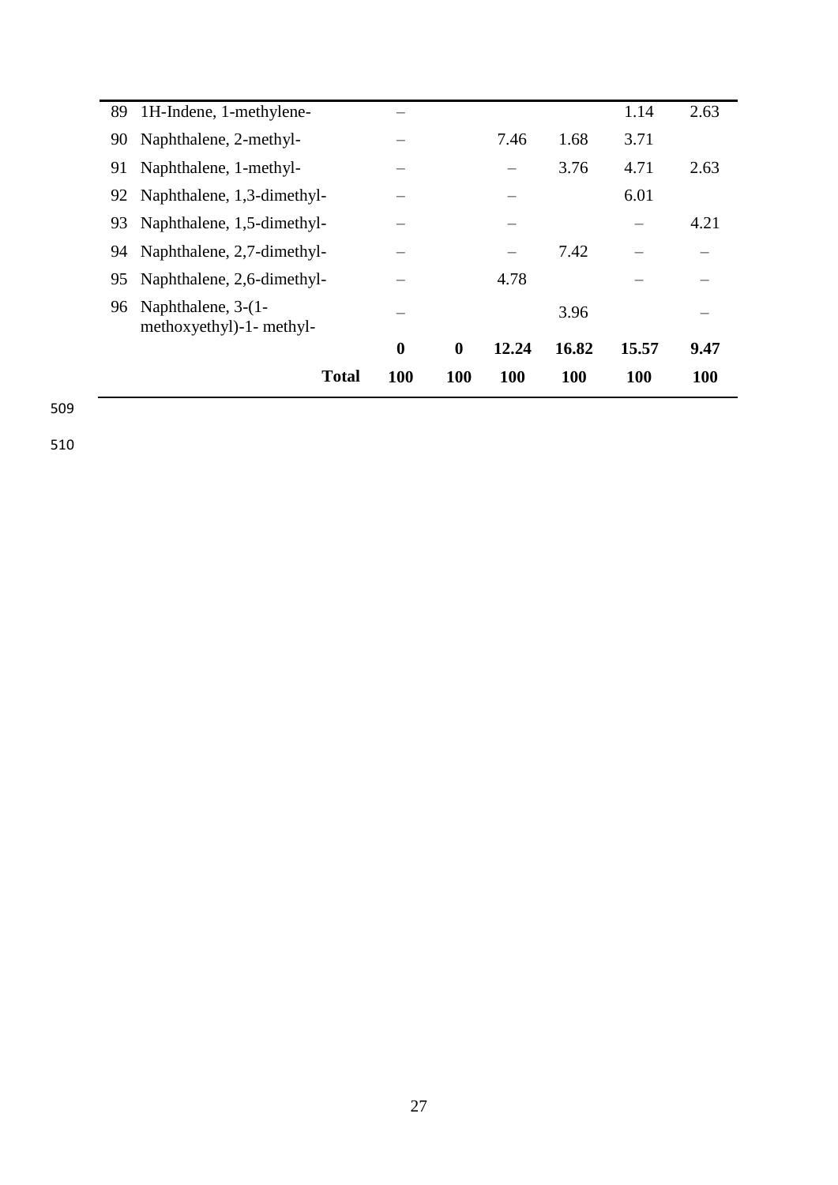| | | | | | | | |
|---|---|---|---|---|---|---|---|
| 89 | 1H-Indene, 1-methylene- | – | | | | 1.14 | 2.63 |
| 90 | Naphthalene, 2-methyl- | – | | 7.46 | 1.68 | 3.71 | |
| 91 | Naphthalene, 1-methyl- | – | | – | 3.76 | 4.71 | 2.63 |
| 92 | Naphthalene, 1,3-dimethyl- | – | | – | | 6.01 | |
| 93 | Naphthalene, 1,5-dimethyl- | – | | – | | – | 4.21 |
| 94 | Naphthalene, 2,7-dimethyl- | – | | – | 7.42 | – | – |
| 95 | Naphthalene, 2,6-dimethyl- | – | | 4.78 | | – | – |
| 96 | Naphthalene, 3-(1-methoxyethyl)-1- methyl- | – | | | 3.96 | | – |
| | | **0** | **0** | **12.24** | **16.82** | **15.57** | **9.47** |
| | **Total** | **100** | **100** | **100** | **100** | **100** | **100** |